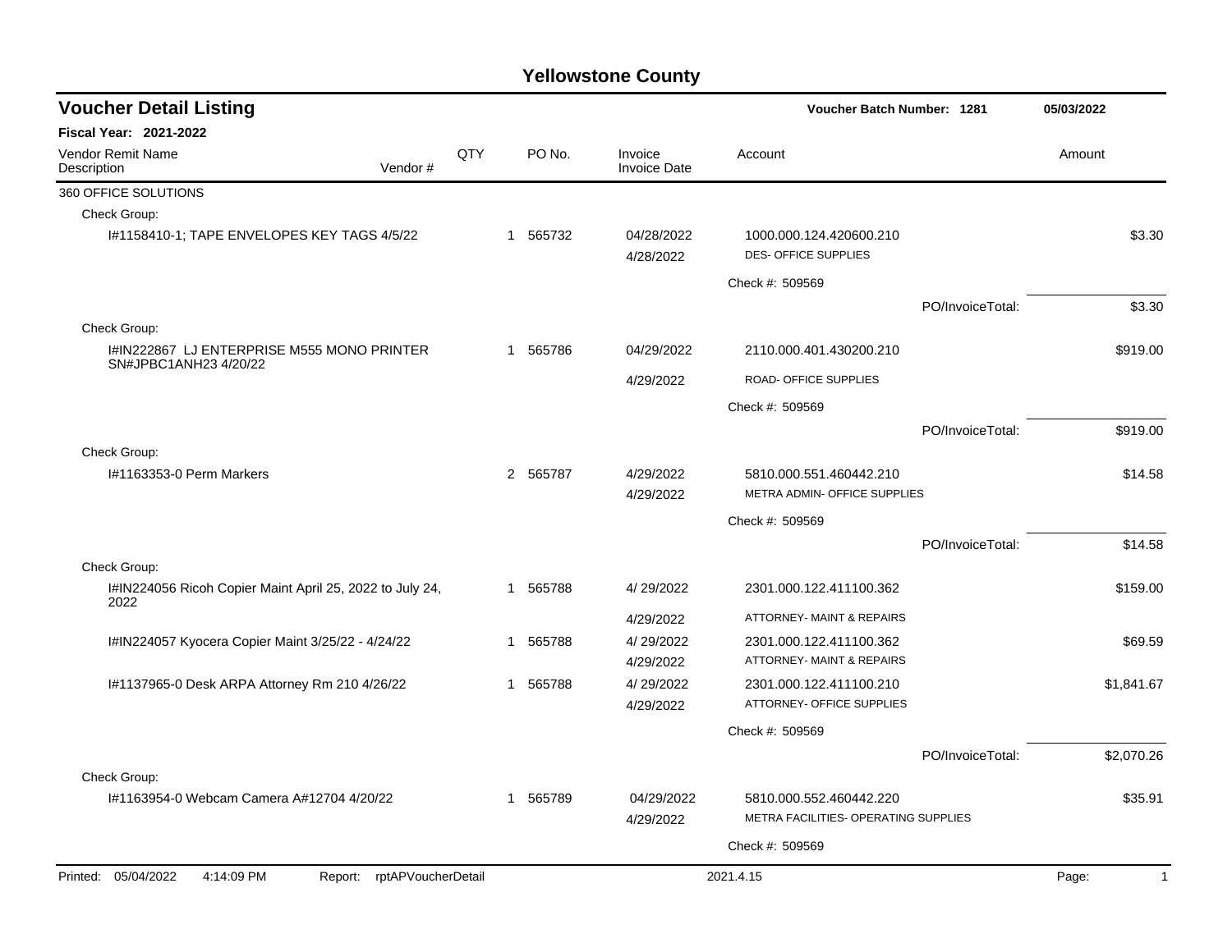# Yellowstone County

## Voucher Detail Listing

**Voucher Batch Number: 1281** — 05/03/2022

**Fiscal Year: 2021-2022**

| Vendor Remit Name / Description | Vendor # | QTY | PO No. | Invoice / Invoice Date | Account | Amount |
|---|---|---|---|---|---|---|
| 360 OFFICE SOLUTIONS | | | | | | |
| Check Group: | | | | | | |
| I#1158410-1; TAPE ENVELOPES KEY TAGS 4/5/22 | | 1 | 565732 | 04/28/2022<br>4/28/2022 | 1000.000.124.420600.210<br>DES- OFFICE SUPPLIES | $3.30 |
| | | | | | Check #: 509569 | |
| | | | | | PO/InvoiceTotal: | $3.30 |
| Check Group: | | | | | | |
| I#IN222867 LJ ENTERPRISE M555 MONO PRINTER SN#JPBC1ANH23 4/20/22 | | 1 | 565786 | 04/29/2022<br>4/29/2022 | 2110.000.401.430200.210<br>ROAD- OFFICE SUPPLIES | $919.00 |
| | | | | | Check #: 509569 | |
| | | | | | PO/InvoiceTotal: | $919.00 |
| Check Group: | | | | | | |
| I#1163353-0 Perm Markers | | 2 | 565787 | 4/29/2022<br>4/29/2022 | 5810.000.551.460442.210<br>METRA ADMIN- OFFICE SUPPLIES | $14.58 |
| | | | | | Check #: 509569 | |
| | | | | | PO/InvoiceTotal: | $14.58 |
| Check Group: | | | | | | |
| I#IN224056 Ricoh Copier Maint April 25, 2022 to July 24, 2022 | | 1 | 565788 | 4/ 29/2022<br>4/29/2022 | 2301.000.122.411100.362<br>ATTORNEY- MAINT & REPAIRS | $159.00 |
| I#IN224057 Kyocera Copier Maint 3/25/22 - 4/24/22 | | 1 | 565788 | 4/ 29/2022<br>4/29/2022 | 2301.000.122.411100.362<br>ATTORNEY- MAINT & REPAIRS | $69.59 |
| I#1137965-0 Desk ARPA Attorney Rm 210 4/26/22 | | 1 | 565788 | 4/ 29/2022<br>4/29/2022 | 2301.000.122.411100.210<br>ATTORNEY- OFFICE SUPPLIES | $1,841.67 |
| | | | | | Check #: 509569 | |
| | | | | | PO/InvoiceTotal: | $2,070.26 |
| Check Group: | | | | | | |
| I#1163954-0 Webcam Camera A#12704 4/20/22 | | 1 | 565789 | 04/29/2022<br>4/29/2022 | 5810.000.552.460442.220<br>METRA FACILITIES- OPERATING SUPPLIES | $35.91 |
| | | | | | Check #: 509569 | |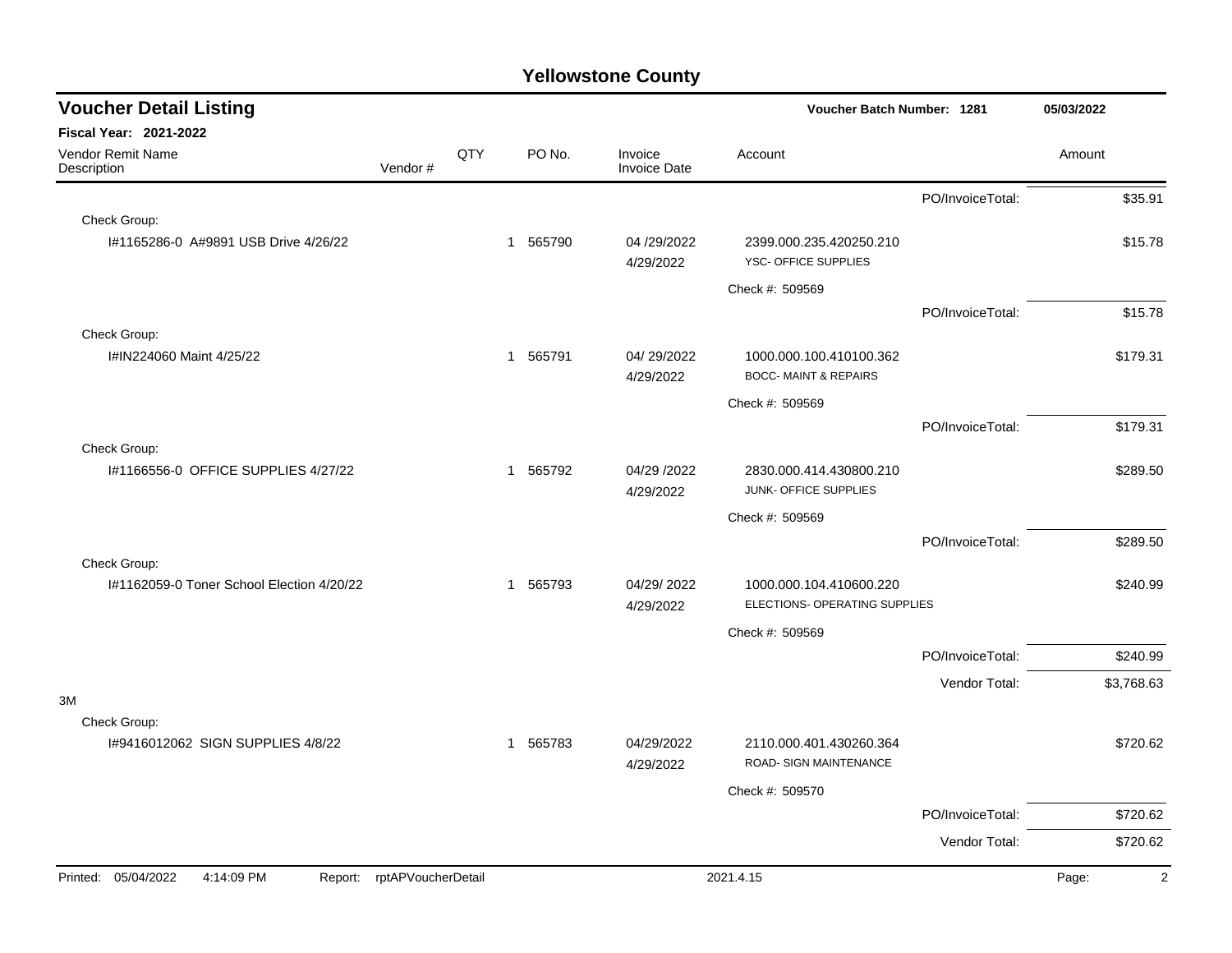# Yellowstone County

## Voucher Detail Listing

**Voucher Batch Number: 1281** 05/03/2022

**Fiscal Year: 2021-2022**

| Vendor Remit Name / Description | Vendor # | QTY | PO No. | Invoice / Invoice Date | Account | | Amount |
|---|---|---|---|---|---|---|---|
| | | | | | | PO/InvoiceTotal: | $35.91 |
| Check Group: | | | | | | | |
| I#1165286-0 A#9891 USB Drive 4/26/22 | | 1 | 565790 | 04 /29/2022 4/29/2022 | 2399.000.235.420250.210 YSC- OFFICE SUPPLIES | | $15.78 |
| | | | | | Check #: 509569 | | |
| | | | | | | PO/InvoiceTotal: | $15.78 |
| Check Group: | | | | | | | |
| I#IN224060 Maint 4/25/22 | | 1 | 565791 | 04/ 29/2022 4/29/2022 | 1000.000.100.410100.362 BOCC- MAINT & REPAIRS | | $179.31 |
| | | | | | Check #: 509569 | | |
| | | | | | | PO/InvoiceTotal: | $179.31 |
| Check Group: | | | | | | | |
| I#1166556-0 OFFICE SUPPLIES 4/27/22 | | 1 | 565792 | 04/29 /2022 4/29/2022 | 2830.000.414.430800.210 JUNK- OFFICE SUPPLIES | | $289.50 |
| | | | | | Check #: 509569 | | |
| | | | | | | PO/InvoiceTotal: | $289.50 |
| Check Group: | | | | | | | |
| I#1162059-0 Toner School Election 4/20/22 | | 1 | 565793 | 04/29/ 2022 4/29/2022 | 1000.000.104.410600.220 ELECTIONS- OPERATING SUPPLIES | | $240.99 |
| | | | | | Check #: 509569 | | |
| | | | | | | PO/InvoiceTotal: | $240.99 |
| | | | | | | Vendor Total: | $3,768.63 |
| 3M | | | | | | | |
| Check Group: | | | | | | | |
| I#9416012062 SIGN SUPPLIES 4/8/22 | | 1 | 565783 | 04/29/2022 4/29/2022 | 2110.000.401.430260.364 ROAD- SIGN MAINTENANCE | | $720.62 |
| | | | | | Check #: 509570 | | |
| | | | | | | PO/InvoiceTotal: | $720.62 |
| | | | | | | Vendor Total: | $720.62 |

Printed: 05/04/2022 4:14:09 PM Report: rptAPVoucherDetail 2021.4.15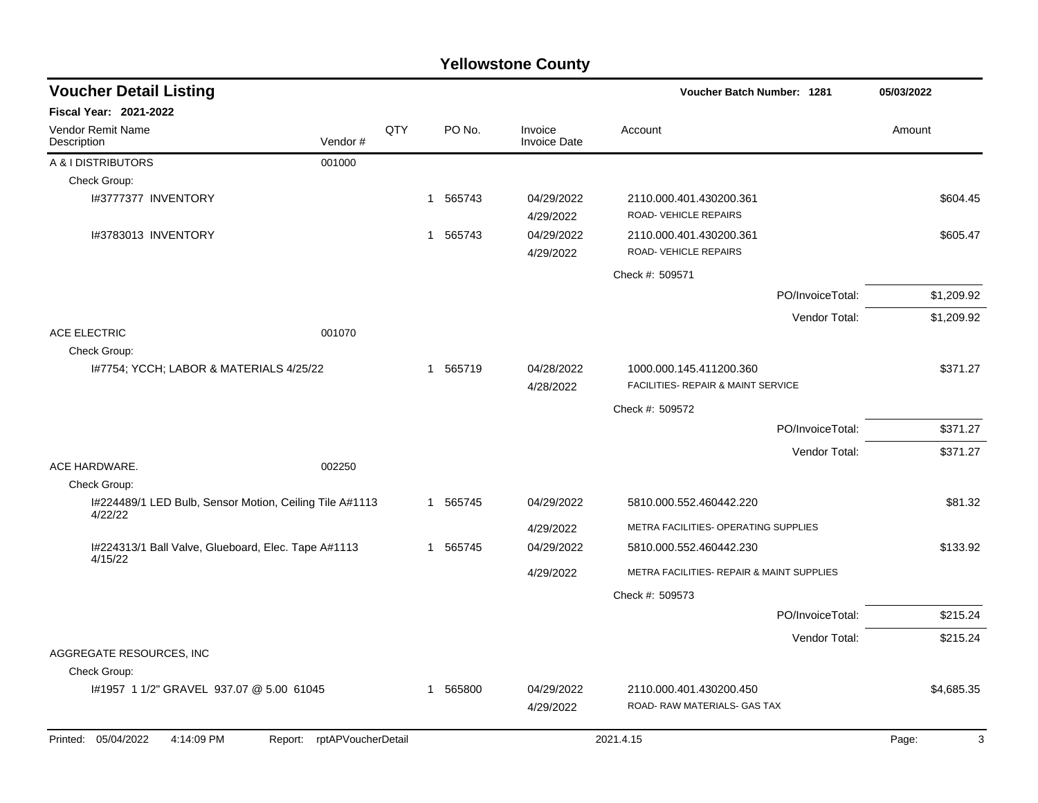# Yellowstone County

## Voucher Detail Listing

**Voucher Batch Number: 1281** 05/03/2022

**Fiscal Year: 2021-2022**

| Vendor Remit Name / Description | Vendor # | QTY | PO No. | Invoice / Invoice Date | Account | Amount |
|---|---|---|---|---|---|---|
| A & I DISTRIBUTORS | 001000 | | | | | |
| Check Group: | | | | | | |
| I#3777377 INVENTORY | | 1 | 565743 | 04/29/2022 | 2110.000.401.430200.361 | $604.45 |
| | | | | 4/29/2022 | ROAD- VEHICLE REPAIRS | |
| I#3783013 INVENTORY | | 1 | 565743 | 04/29/2022 | 2110.000.401.430200.361 | $605.47 |
| | | | | 4/29/2022 | ROAD- VEHICLE REPAIRS | |
| | | | | | Check #: 509571 | |
| | | | | | PO/InvoiceTotal: | $1,209.92 |
| | | | | | Vendor Total: | $1,209.92 |
| ACE ELECTRIC | 001070 | | | | | |
| Check Group: | | | | | | |
| I#7754; YCCH; LABOR & MATERIALS 4/25/22 | | 1 | 565719 | 04/28/2022 | 1000.000.145.411200.360 | $371.27 |
| | | | | 4/28/2022 | FACILITIES- REPAIR & MAINT SERVICE | |
| | | | | | Check #: 509572 | |
| | | | | | PO/InvoiceTotal: | $371.27 |
| | | | | | Vendor Total: | $371.27 |
| ACE HARDWARE. | 002250 | | | | | |
| Check Group: | | | | | | |
| I#224489/1 LED Bulb, Sensor Motion, Ceiling Tile A#1113 4/22/22 | | 1 | 565745 | 04/29/2022 | 5810.000.552.460442.220 | $81.32 |
| | | | | 4/29/2022 | METRA FACILITIES- OPERATING SUPPLIES | |
| I#224313/1 Ball Valve, Glueboard, Elec. Tape A#1113 4/15/22 | | 1 | 565745 | 04/29/2022 | 5810.000.552.460442.230 | $133.92 |
| | | | | 4/29/2022 | METRA FACILITIES- REPAIR & MAINT SUPPLIES | |
| | | | | | Check #: 509573 | |
| | | | | | PO/InvoiceTotal: | $215.24 |
| | | | | | Vendor Total: | $215.24 |
| AGGREGATE RESOURCES, INC | | | | | | |
| Check Group: | | | | | | |
| I#1957 1 1/2" GRAVEL 937.07 @ 5.00 61045 | | 1 | 565800 | 04/29/2022 | 2110.000.401.430200.450 | $4,685.35 |
| | | | | 4/29/2022 | ROAD- RAW MATERIALS- GAS TAX | |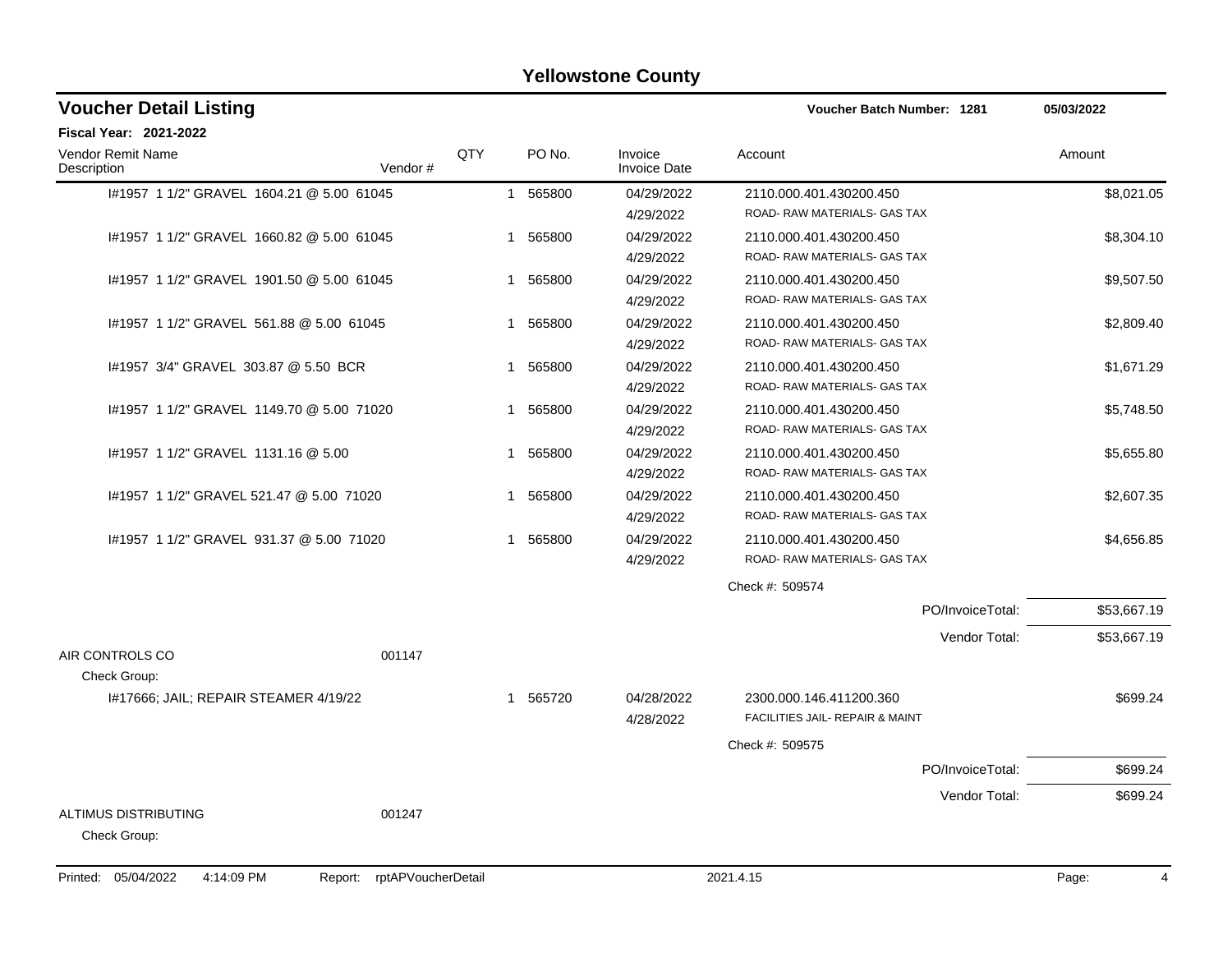# Yellowstone County

## Voucher Detail Listing

**Voucher Batch Number: 1281** | **05/03/2022**

**Fiscal Year: 2021-2022**

| Vendor Remit Name / Description | Vendor # | QTY | PO No. | Invoice / Invoice Date | Account | Amount |
|---|---|---|---|---|---|---|
| I#1957 1 1/2" GRAVEL 1604.21 @ 5.00 61045 | | 1 | 565800 | 04/29/2022 / 4/29/2022 | 2110.000.401.430200.450 ROAD- RAW MATERIALS- GAS TAX | $8,021.05 |
| I#1957 1 1/2" GRAVEL 1660.82 @ 5.00 61045 | | 1 | 565800 | 04/29/2022 / 4/29/2022 | 2110.000.401.430200.450 ROAD- RAW MATERIALS- GAS TAX | $8,304.10 |
| I#1957 1 1/2" GRAVEL 1901.50 @ 5.00 61045 | | 1 | 565800 | 04/29/2022 / 4/29/2022 | 2110.000.401.430200.450 ROAD- RAW MATERIALS- GAS TAX | $9,507.50 |
| I#1957 1 1/2" GRAVEL 561.88 @ 5.00 61045 | | 1 | 565800 | 04/29/2022 / 4/29/2022 | 2110.000.401.430200.450 ROAD- RAW MATERIALS- GAS TAX | $2,809.40 |
| I#1957 3/4" GRAVEL 303.87 @ 5.50 BCR | | 1 | 565800 | 04/29/2022 / 4/29/2022 | 2110.000.401.430200.450 ROAD- RAW MATERIALS- GAS TAX | $1,671.29 |
| I#1957 1 1/2" GRAVEL 1149.70 @ 5.00 71020 | | 1 | 565800 | 04/29/2022 / 4/29/2022 | 2110.000.401.430200.450 ROAD- RAW MATERIALS- GAS TAX | $5,748.50 |
| I#1957 1 1/2" GRAVEL 1131.16 @ 5.00 | | 1 | 565800 | 04/29/2022 / 4/29/2022 | 2110.000.401.430200.450 ROAD- RAW MATERIALS- GAS TAX | $5,655.80 |
| I#1957 1 1/2" GRAVEL 521.47 @ 5.00 71020 | | 1 | 565800 | 04/29/2022 / 4/29/2022 | 2110.000.401.430200.450 ROAD- RAW MATERIALS- GAS TAX | $2,607.35 |
| I#1957 1 1/2" GRAVEL 931.37 @ 5.00 71020 | | 1 | 565800 | 04/29/2022 / 4/29/2022 | 2110.000.401.430200.450 ROAD- RAW MATERIALS- GAS TAX | $4,656.85 |
| | | | | | Check #: 509574 | |
| | | | | | PO/InvoiceTotal: | $53,667.19 |
| | | | | | Vendor Total: | $53,667.19 |
| AIR CONTROLS CO | 001147 | | | | | |
| Check Group: | | | | | | |
| I#17666; JAIL; REPAIR STEAMER 4/19/22 | | 1 | 565720 | 04/28/2022 / 4/28/2022 | 2300.000.146.411200.360 FACILITIES JAIL- REPAIR & MAINT | $699.24 |
| | | | | | Check #: 509575 | |
| | | | | | PO/InvoiceTotal: | $699.24 |
| | | | | | Vendor Total: | $699.24 |
| ALTIMUS DISTRIBUTING | 001247 | | | | | |
| Check Group: | | | | | | |

Printed: 05/04/2022 4:14:09 PM Report: rptAPVoucherDetail 2021.4.15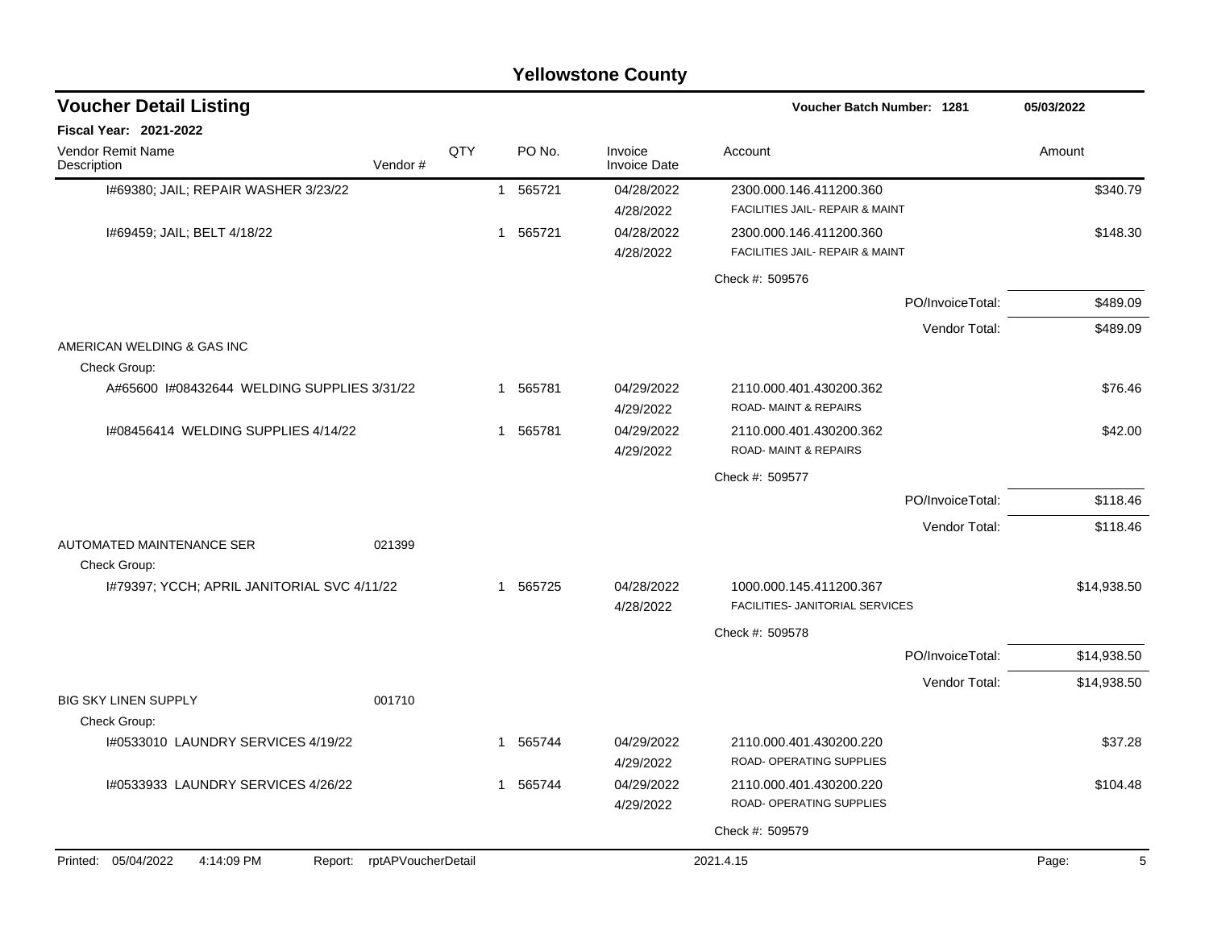# Yellowstone County

## Voucher Detail Listing

**Voucher Batch Number: 1281** — 05/03/2022

**Fiscal Year: 2021-2022**

| Vendor Remit Name / Description | Vendor # | QTY | PO No. | Invoice / Invoice Date | Account | Amount |
|---|---|---|---|---|---|---|
| I#69380; JAIL; REPAIR WASHER 3/23/22 | | 1 | 565721 | 04/28/2022 4/28/2022 | 2300.000.146.411200.360 FACILITIES JAIL- REPAIR & MAINT | $340.79 |
| I#69459; JAIL; BELT 4/18/22 | | 1 | 565721 | 04/28/2022 4/28/2022 | 2300.000.146.411200.360 FACILITIES JAIL- REPAIR & MAINT | $148.30 |
| | | | | | Check #: 509576 | |
| | | | | | PO/InvoiceTotal: | $489.09 |
| | | | | | Vendor Total: | $489.09 |
| AMERICAN WELDING & GAS INC | | | | | | |
| Check Group: | | | | | | |
| A#65600 I#08432644 WELDING SUPPLIES 3/31/22 | | 1 | 565781 | 04/29/2022 4/29/2022 | 2110.000.401.430200.362 ROAD- MAINT & REPAIRS | $76.46 |
| I#08456414 WELDING SUPPLIES 4/14/22 | | 1 | 565781 | 04/29/2022 4/29/2022 | 2110.000.401.430200.362 ROAD- MAINT & REPAIRS | $42.00 |
| | | | | | Check #: 509577 | |
| | | | | | PO/InvoiceTotal: | $118.46 |
| | | | | | Vendor Total: | $118.46 |
| AUTOMATED MAINTENANCE SER | 021399 | | | | | |
| Check Group: | | | | | | |
| I#79397; YCCH; APRIL JANITORIAL SVC 4/11/22 | | 1 | 565725 | 04/28/2022 4/28/2022 | 1000.000.145.411200.367 FACILITIES- JANITORIAL SERVICES | $14,938.50 |
| | | | | | Check #: 509578 | |
| | | | | | PO/InvoiceTotal: | $14,938.50 |
| | | | | | Vendor Total: | $14,938.50 |
| BIG SKY LINEN SUPPLY | 001710 | | | | | |
| Check Group: | | | | | | |
| I#0533010 LAUNDRY SERVICES 4/19/22 | | 1 | 565744 | 04/29/2022 4/29/2022 | 2110.000.401.430200.220 ROAD- OPERATING SUPPLIES | $37.28 |
| I#0533933 LAUNDRY SERVICES 4/26/22 | | 1 | 565744 | 04/29/2022 4/29/2022 | 2110.000.401.430200.220 ROAD- OPERATING SUPPLIES | $104.48 |
| | | | | | Check #: 509579 | |

Printed: 05/04/2022 4:14:09 PM Report: rptAPVoucherDetail 2021.4.15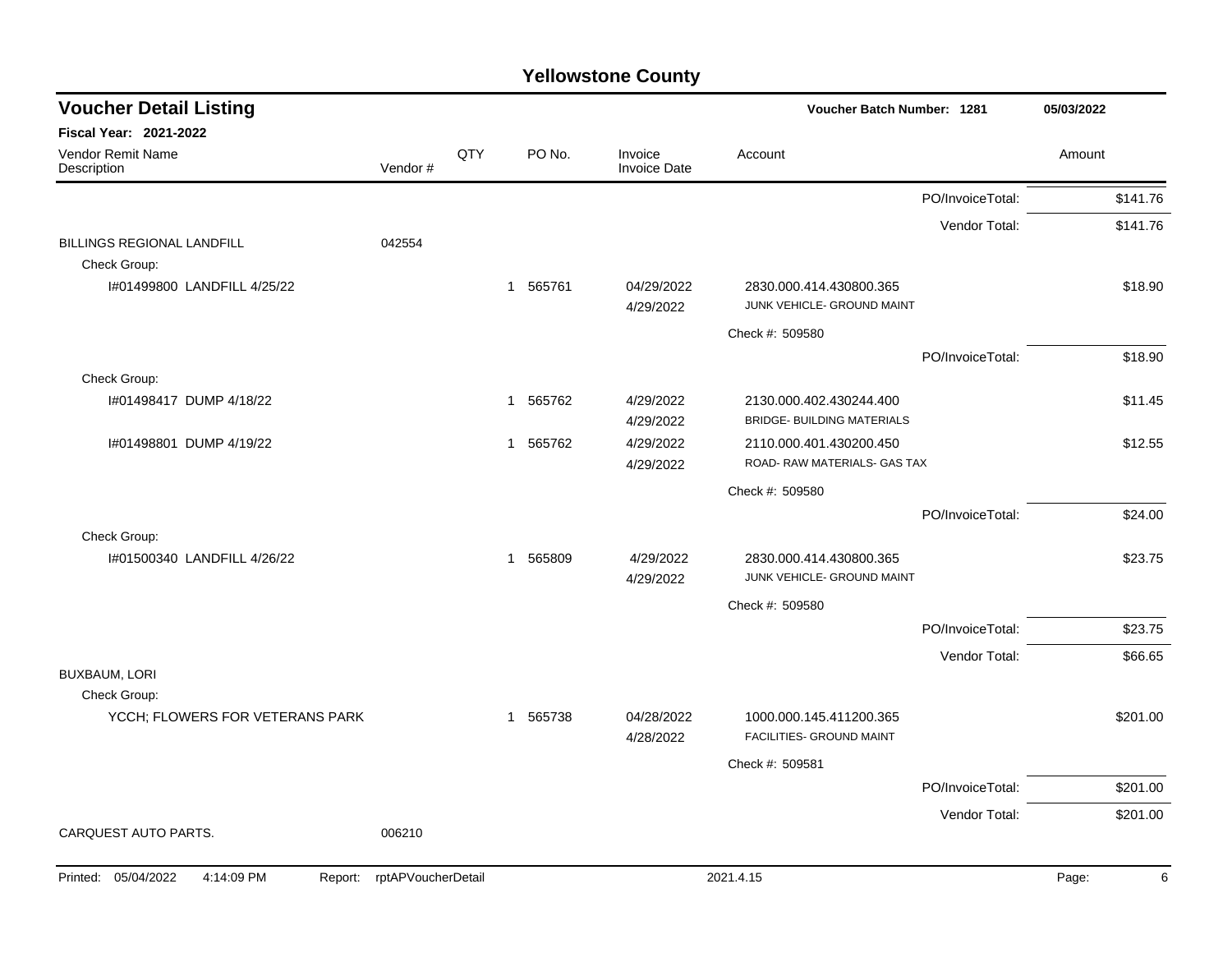## Yellowstone County

### Voucher Detail Listing

**Voucher Batch Number: 1281** — 05/03/2022

**Fiscal Year: 2021-2022**

| Vendor Remit Name / Description | Vendor # | QTY | PO No. | Invoice / Invoice Date | Account | Amount |
|---|---|---|---|---|---|---|
| | | | | | PO/InvoiceTotal: | $141.76 |
| | | | | | Vendor Total: | $141.76 |
| BILLINGS REGIONAL LANDFILL | 042554 | | | | | |
| Check Group: | | | | | | |
| I#01499800 LANDFILL 4/25/22 | | 1 | 565761 | 04/29/2022 4/29/2022 | 2830.000.414.430800.365 JUNK VEHICLE- GROUND MAINT | $18.90 |
| | | | | | Check #: 509580 | |
| | | | | | PO/InvoiceTotal: | $18.90 |
| Check Group: | | | | | | |
| I#01498417 DUMP 4/18/22 | | 1 | 565762 | 4/29/2022 4/29/2022 | 2130.000.402.430244.400 BRIDGE- BUILDING MATERIALS | $11.45 |
| I#01498801 DUMP 4/19/22 | | 1 | 565762 | 4/29/2022 4/29/2022 | 2110.000.401.430200.450 ROAD- RAW MATERIALS- GAS TAX | $12.55 |
| | | | | | Check #: 509580 | |
| | | | | | PO/InvoiceTotal: | $24.00 |
| Check Group: | | | | | | |
| I#01500340 LANDFILL 4/26/22 | | 1 | 565809 | 4/29/2022 4/29/2022 | 2830.000.414.430800.365 JUNK VEHICLE- GROUND MAINT | $23.75 |
| | | | | | Check #: 509580 | |
| | | | | | PO/InvoiceTotal: | $23.75 |
| | | | | | Vendor Total: | $66.65 |
| BUXBAUM, LORI | | | | | | |
| Check Group: | | | | | | |
| YCCH; FLOWERS FOR VETERANS PARK | | 1 | 565738 | 04/28/2022 4/28/2022 | 1000.000.145.411200.365 FACILITIES- GROUND MAINT | $201.00 |
| | | | | | Check #: 509581 | |
| | | | | | PO/InvoiceTotal: | $201.00 |
| | | | | | Vendor Total: | $201.00 |
| CARQUEST AUTO PARTS. | 006210 | | | | | |

Printed: 05/04/2022 4:14:09 PM Report: rptAPVoucherDetail 2021.4.15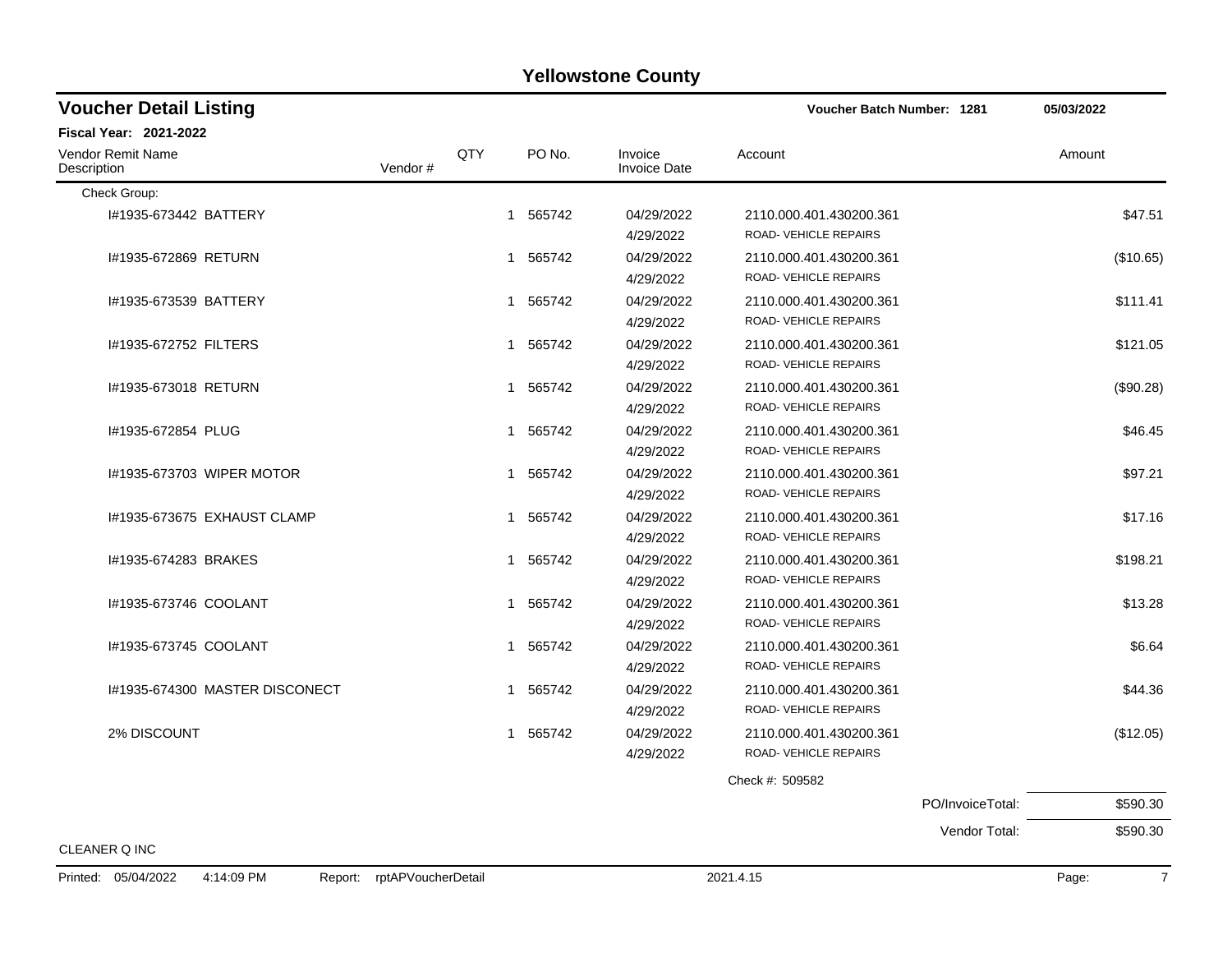# Yellowstone County

## Voucher Detail Listing

**Voucher Batch Number: 1281** — 05/03/2022

**Fiscal Year: 2021-2022**

| Vendor Remit Name / Description | Vendor # | QTY | PO No. | Invoice / Invoice Date | Account | Amount |
|---|---|---|---|---|---|---|
| Check Group: | | | | | | |
| I#1935-673442 BATTERY | | 1 | 565742 | 04/29/2022<br>4/29/2022 | 2110.000.401.430200.361<br>ROAD- VEHICLE REPAIRS | $47.51 |
| I#1935-672869 RETURN | | 1 | 565742 | 04/29/2022<br>4/29/2022 | 2110.000.401.430200.361<br>ROAD- VEHICLE REPAIRS | ($10.65) |
| I#1935-673539 BATTERY | | 1 | 565742 | 04/29/2022<br>4/29/2022 | 2110.000.401.430200.361<br>ROAD- VEHICLE REPAIRS | $111.41 |
| I#1935-672752 FILTERS | | 1 | 565742 | 04/29/2022<br>4/29/2022 | 2110.000.401.430200.361<br>ROAD- VEHICLE REPAIRS | $121.05 |
| I#1935-673018 RETURN | | 1 | 565742 | 04/29/2022<br>4/29/2022 | 2110.000.401.430200.361<br>ROAD- VEHICLE REPAIRS | ($90.28) |
| I#1935-672854 PLUG | | 1 | 565742 | 04/29/2022<br>4/29/2022 | 2110.000.401.430200.361<br>ROAD- VEHICLE REPAIRS | $46.45 |
| I#1935-673703 WIPER MOTOR | | 1 | 565742 | 04/29/2022<br>4/29/2022 | 2110.000.401.430200.361<br>ROAD- VEHICLE REPAIRS | $97.21 |
| I#1935-673675 EXHAUST CLAMP | | 1 | 565742 | 04/29/2022<br>4/29/2022 | 2110.000.401.430200.361<br>ROAD- VEHICLE REPAIRS | $17.16 |
| I#1935-674283 BRAKES | | 1 | 565742 | 04/29/2022<br>4/29/2022 | 2110.000.401.430200.361<br>ROAD- VEHICLE REPAIRS | $198.21 |
| I#1935-673746 COOLANT | | 1 | 565742 | 04/29/2022<br>4/29/2022 | 2110.000.401.430200.361<br>ROAD- VEHICLE REPAIRS | $13.28 |
| I#1935-673745 COOLANT | | 1 | 565742 | 04/29/2022<br>4/29/2022 | 2110.000.401.430200.361<br>ROAD- VEHICLE REPAIRS | $6.64 |
| I#1935-674300 MASTER DISCONECT | | 1 | 565742 | 04/29/2022<br>4/29/2022 | 2110.000.401.430200.361<br>ROAD- VEHICLE REPAIRS | $44.36 |
| 2% DISCOUNT | | 1 | 565742 | 04/29/2022<br>4/29/2022 | 2110.000.401.430200.361<br>ROAD- VEHICLE REPAIRS | ($12.05) |
| | | | | | Check #: 509582 | |
| | | | | | PO/InvoiceTotal: | $590.30 |
| | | | | | Vendor Total: | $590.30 |

CLEANER Q INC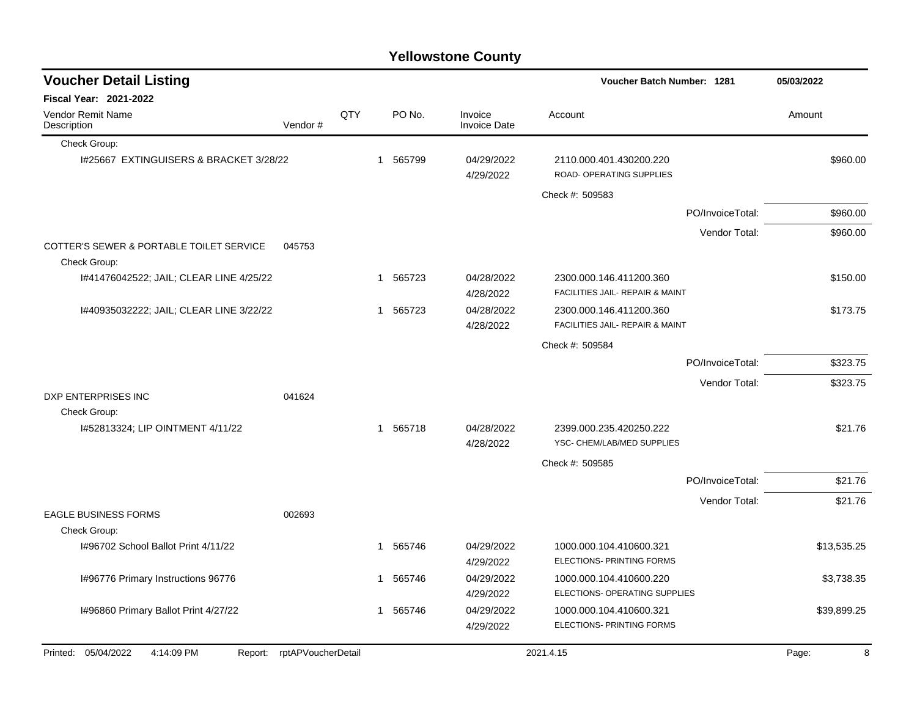# Yellowstone County

## Voucher Detail Listing

**Voucher Batch Number: 1281** **05/03/2022**

**Fiscal Year: 2021-2022**

| Vendor Remit Name / Description | Vendor # | QTY | PO No. | Invoice / Invoice Date | Account | Amount |
|---|---|---|---|---|---|---|
| Check Group: | | | | | | |
| I#25667 EXTINGUISERS & BRACKET 3/28/22 | | 1 | 565799 | 04/29/2022 4/29/2022 | 2110.000.401.430200.220 ROAD- OPERATING SUPPLIES | $960.00 |
| | | | | | Check #: 509583 | |
| | | | | | PO/InvoiceTotal: | $960.00 |
| | | | | | Vendor Total: | $960.00 |
| COTTER'S SEWER & PORTABLE TOILET SERVICE | 045753 | | | | | |
| Check Group: | | | | | | |
| I#41476042522; JAIL; CLEAR LINE 4/25/22 | | 1 | 565723 | 04/28/2022 4/28/2022 | 2300.000.146.411200.360 FACILITIES JAIL- REPAIR & MAINT | $150.00 |
| I#40935032222; JAIL; CLEAR LINE 3/22/22 | | 1 | 565723 | 04/28/2022 4/28/2022 | 2300.000.146.411200.360 FACILITIES JAIL- REPAIR & MAINT | $173.75 |
| | | | | | Check #: 509584 | |
| | | | | | PO/InvoiceTotal: | $323.75 |
| | | | | | Vendor Total: | $323.75 |
| DXP ENTERPRISES INC | 041624 | | | | | |
| Check Group: | | | | | | |
| I#52813324; LIP OINTMENT 4/11/22 | | 1 | 565718 | 04/28/2022 4/28/2022 | 2399.000.235.420250.222 YSC- CHEM/LAB/MED SUPPLIES | $21.76 |
| | | | | | Check #: 509585 | |
| | | | | | PO/InvoiceTotal: | $21.76 |
| | | | | | Vendor Total: | $21.76 |
| EAGLE BUSINESS FORMS | 002693 | | | | | |
| Check Group: | | | | | | |
| I#96702 School Ballot Print 4/11/22 | | 1 | 565746 | 04/29/2022 4/29/2022 | 1000.000.104.410600.321 ELECTIONS- PRINTING FORMS | $13,535.25 |
| I#96776 Primary Instructions 96776 | | 1 | 565746 | 04/29/2022 4/29/2022 | 1000.000.104.410600.220 ELECTIONS- OPERATING SUPPLIES | $3,738.35 |
| I#96860 Primary Ballot Print 4/27/22 | | 1 | 565746 | 04/29/2022 4/29/2022 | 1000.000.104.410600.321 ELECTIONS- PRINTING FORMS | $39,899.25 |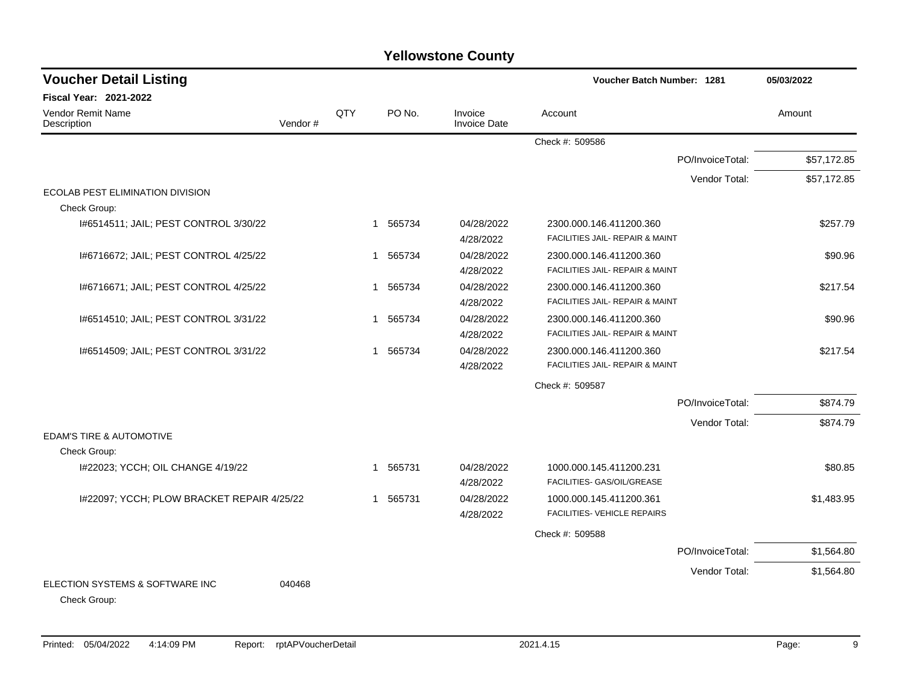# Yellowstone County

## Voucher Detail Listing

Voucher Batch Number: 1281 — 05/03/2022

**Fiscal Year: 2021-2022**

| Vendor Remit Name / Description | Vendor # | QTY | PO No. | Invoice / Invoice Date | Account | Amount |
|---|---|---|---|---|---|---|
| | | | | | Check #: 509586 | |
| | | | | | PO/InvoiceTotal: | $57,172.85 |
| | | | | | Vendor Total: | $57,172.85 |
| ECOLAB PEST ELIMINATION DIVISION | | | | | | |
| Check Group: | | | | | | |
| I#6514511; JAIL; PEST CONTROL 3/30/22 | | 1 | 565734 | 04/28/2022<br>4/28/2022 | 2300.000.146.411200.360<br>FACILITIES JAIL- REPAIR & MAINT | $257.79 |
| I#6716672; JAIL; PEST CONTROL 4/25/22 | | 1 | 565734 | 04/28/2022<br>4/28/2022 | 2300.000.146.411200.360<br>FACILITIES JAIL- REPAIR & MAINT | $90.96 |
| I#6716671; JAIL; PEST CONTROL 4/25/22 | | 1 | 565734 | 04/28/2022<br>4/28/2022 | 2300.000.146.411200.360<br>FACILITIES JAIL- REPAIR & MAINT | $217.54 |
| I#6514510; JAIL; PEST CONTROL 3/31/22 | | 1 | 565734 | 04/28/2022<br>4/28/2022 | 2300.000.146.411200.360<br>FACILITIES JAIL- REPAIR & MAINT | $90.96 |
| I#6514509; JAIL; PEST CONTROL 3/31/22 | | 1 | 565734 | 04/28/2022<br>4/28/2022 | 2300.000.146.411200.360<br>FACILITIES JAIL- REPAIR & MAINT | $217.54 |
| | | | | | Check #: 509587 | |
| | | | | | PO/InvoiceTotal: | $874.79 |
| | | | | | Vendor Total: | $874.79 |
| EDAM'S TIRE & AUTOMOTIVE | | | | | | |
| Check Group: | | | | | | |
| I#22023; YCCH; OIL CHANGE 4/19/22 | | 1 | 565731 | 04/28/2022<br>4/28/2022 | 1000.000.145.411200.231<br>FACILITIES- GAS/OIL/GREASE | $80.85 |
| I#22097; YCCH; PLOW BRACKET REPAIR 4/25/22 | | 1 | 565731 | 04/28/2022<br>4/28/2022 | 1000.000.145.411200.361<br>FACILITIES- VEHICLE REPAIRS | $1,483.95 |
| | | | | | Check #: 509588 | |
| | | | | | PO/InvoiceTotal: | $1,564.80 |
| | | | | | Vendor Total: | $1,564.80 |
| ELECTION SYSTEMS & SOFTWARE INC | 040468 | | | | | |
| Check Group: | | | | | | |

Printed: 05/04/2022 4:14:09 PM Report: rptAPVoucherDetail 2021.4.15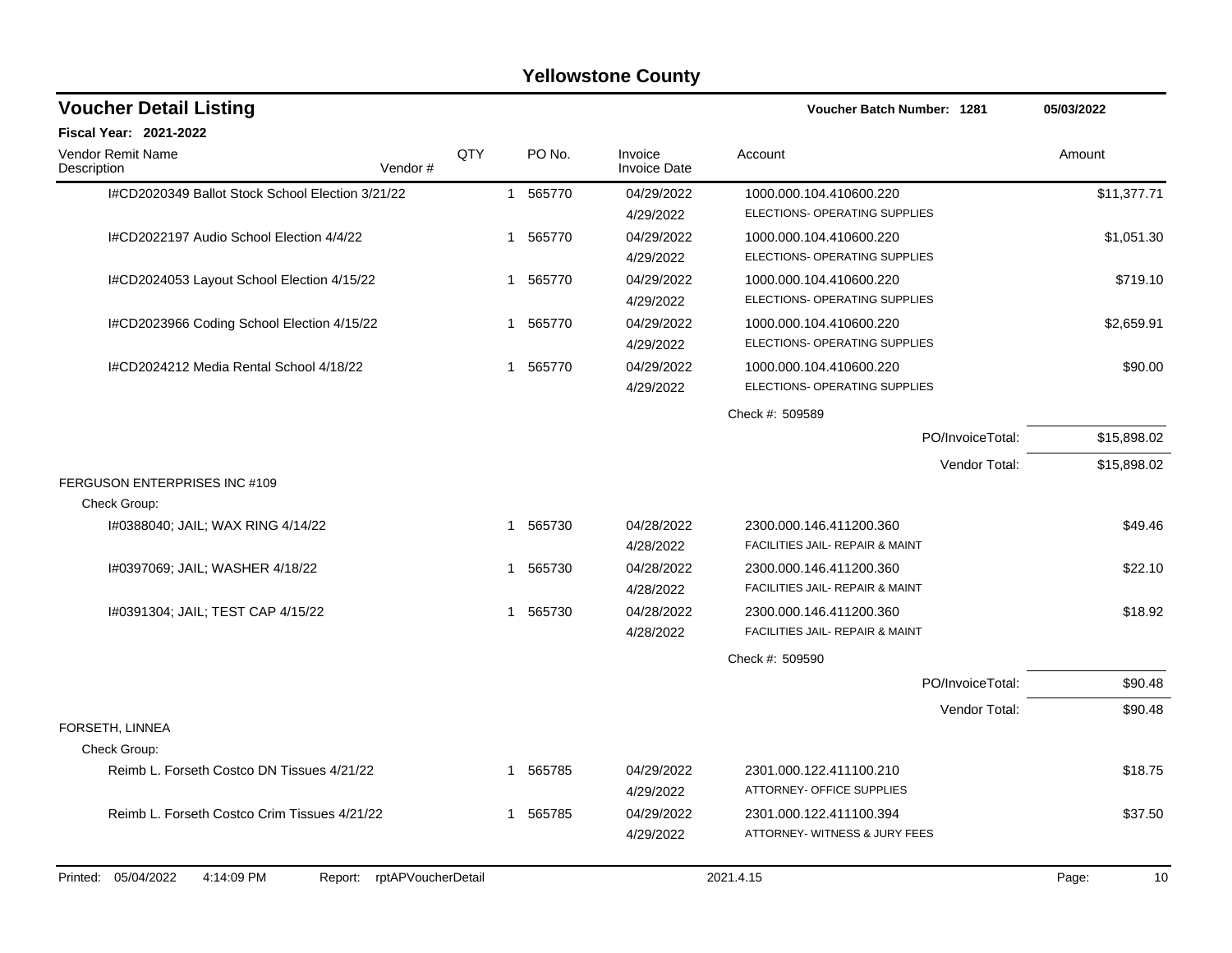# Yellowstone County

## Voucher Detail Listing

**Voucher Batch Number: 1281** 05/03/2022

**Fiscal Year: 2021-2022**

| Vendor Remit Name / Description | Vendor # | QTY | PO No. | Invoice / Invoice Date | Account | Amount |
|---|---|---|---|---|---|---|
| I#CD2020349 Ballot Stock School Election 3/21/22 | | 1 | 565770 | 04/29/2022 / 4/29/2022 | 1000.000.104.410600.220 ELECTIONS- OPERATING SUPPLIES | $11,377.71 |
| I#CD2022197 Audio School Election 4/4/22 | | 1 | 565770 | 04/29/2022 / 4/29/2022 | 1000.000.104.410600.220 ELECTIONS- OPERATING SUPPLIES | $1,051.30 |
| I#CD2024053 Layout School Election 4/15/22 | | 1 | 565770 | 04/29/2022 / 4/29/2022 | 1000.000.104.410600.220 ELECTIONS- OPERATING SUPPLIES | $719.10 |
| I#CD2023966 Coding School Election 4/15/22 | | 1 | 565770 | 04/29/2022 / 4/29/2022 | 1000.000.104.410600.220 ELECTIONS- OPERATING SUPPLIES | $2,659.91 |
| I#CD2024212 Media Rental School 4/18/22 | | 1 | 565770 | 04/29/2022 / 4/29/2022 | 1000.000.104.410600.220 ELECTIONS- OPERATING SUPPLIES | $90.00 |
| | | | | | Check #: 509589 | |
| | | | | | PO/InvoiceTotal: | $15,898.02 |
| | | | | | Vendor Total: | $15,898.02 |
| FERGUSON ENTERPRISES INC #109 | | | | | | |
| Check Group: | | | | | | |
| I#0388040; JAIL; WAX RING 4/14/22 | | 1 | 565730 | 04/28/2022 / 4/28/2022 | 2300.000.146.411200.360 FACILITIES JAIL- REPAIR & MAINT | $49.46 |
| I#0397069; JAIL; WASHER 4/18/22 | | 1 | 565730 | 04/28/2022 / 4/28/2022 | 2300.000.146.411200.360 FACILITIES JAIL- REPAIR & MAINT | $22.10 |
| I#0391304; JAIL; TEST CAP 4/15/22 | | 1 | 565730 | 04/28/2022 / 4/28/2022 | 2300.000.146.411200.360 FACILITIES JAIL- REPAIR & MAINT | $18.92 |
| | | | | | Check #: 509590 | |
| | | | | | PO/InvoiceTotal: | $90.48 |
| | | | | | Vendor Total: | $90.48 |
| FORSETH, LINNEA | | | | | | |
| Check Group: | | | | | | |
| Reimb L. Forseth Costco DN Tissues 4/21/22 | | 1 | 565785 | 04/29/2022 / 4/29/2022 | 2301.000.122.411100.210 ATTORNEY- OFFICE SUPPLIES | $18.75 |
| Reimb L. Forseth Costco Crim Tissues 4/21/22 | | 1 | 565785 | 04/29/2022 / 4/29/2022 | 2301.000.122.411100.394 ATTORNEY- WITNESS & JURY FEES | $37.50 |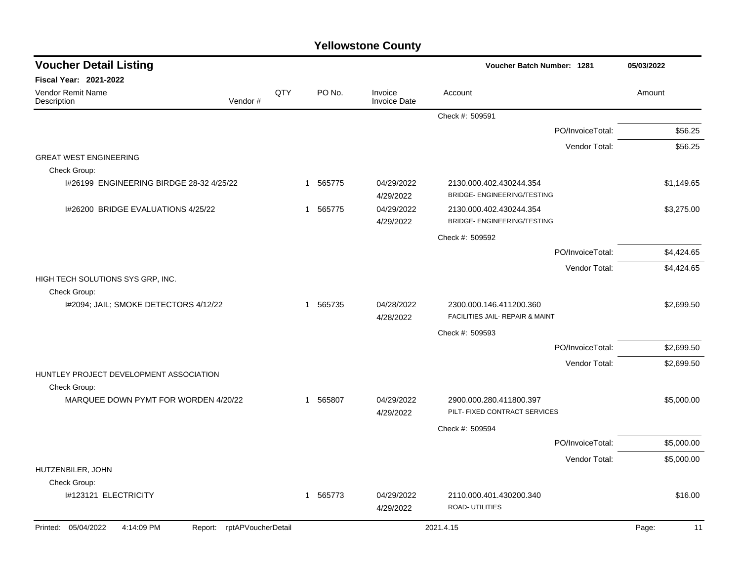# Yellowstone County

## Voucher Detail Listing

**Voucher Batch Number: 1281** — 05/03/2022

**Fiscal Year: 2021-2022**

| Vendor Remit Name / Description | Vendor # | QTY | PO No. | Invoice / Invoice Date | Account | Amount |
|---|---|---|---|---|---|---|
| | | | | | Check #: 509591 | |
| | | | | | PO/InvoiceTotal: | $56.25 |
| | | | | | Vendor Total: | $56.25 |
| GREAT WEST ENGINEERING | | | | | | |
| Check Group: | | | | | | |
| I#26199 ENGINEERING BIRDGE 28-32 4/25/22 | | 1 | 565775 | 04/29/2022<br>4/29/2022 | 2130.000.402.430244.354<br>BRIDGE- ENGINEERING/TESTING | $1,149.65 |
| I#26200 BRIDGE EVALUATIONS 4/25/22 | | 1 | 565775 | 04/29/2022<br>4/29/2022 | 2130.000.402.430244.354<br>BRIDGE- ENGINEERING/TESTING | $3,275.00 |
| | | | | | Check #: 509592 | |
| | | | | | PO/InvoiceTotal: | $4,424.65 |
| | | | | | Vendor Total: | $4,424.65 |
| HIGH TECH SOLUTIONS SYS GRP, INC. | | | | | | |
| Check Group: | | | | | | |
| I#2094; JAIL; SMOKE DETECTORS 4/12/22 | | 1 | 565735 | 04/28/2022<br>4/28/2022 | 2300.000.146.411200.360<br>FACILITIES JAIL- REPAIR & MAINT | $2,699.50 |
| | | | | | Check #: 509593 | |
| | | | | | PO/InvoiceTotal: | $2,699.50 |
| | | | | | Vendor Total: | $2,699.50 |
| HUNTLEY PROJECT DEVELOPMENT ASSOCIATION | | | | | | |
| Check Group: | | | | | | |
| MARQUEE DOWN PYMT FOR WORDEN 4/20/22 | | 1 | 565807 | 04/29/2022<br>4/29/2022 | 2900.000.280.411800.397<br>PILT- FIXED CONTRACT SERVICES | $5,000.00 |
| | | | | | Check #: 509594 | |
| | | | | | PO/InvoiceTotal: | $5,000.00 |
| | | | | | Vendor Total: | $5,000.00 |
| HUTZENBILER, JOHN | | | | | | |
| Check Group: | | | | | | |
| I#123121 ELECTRICITY | | 1 | 565773 | 04/29/2022<br>4/29/2022 | 2110.000.401.430200.340<br>ROAD- UTILITIES | $16.00 |

Printed: 05/04/2022 4:14:09 PM Report: rptAPVoucherDetail 2021.4.15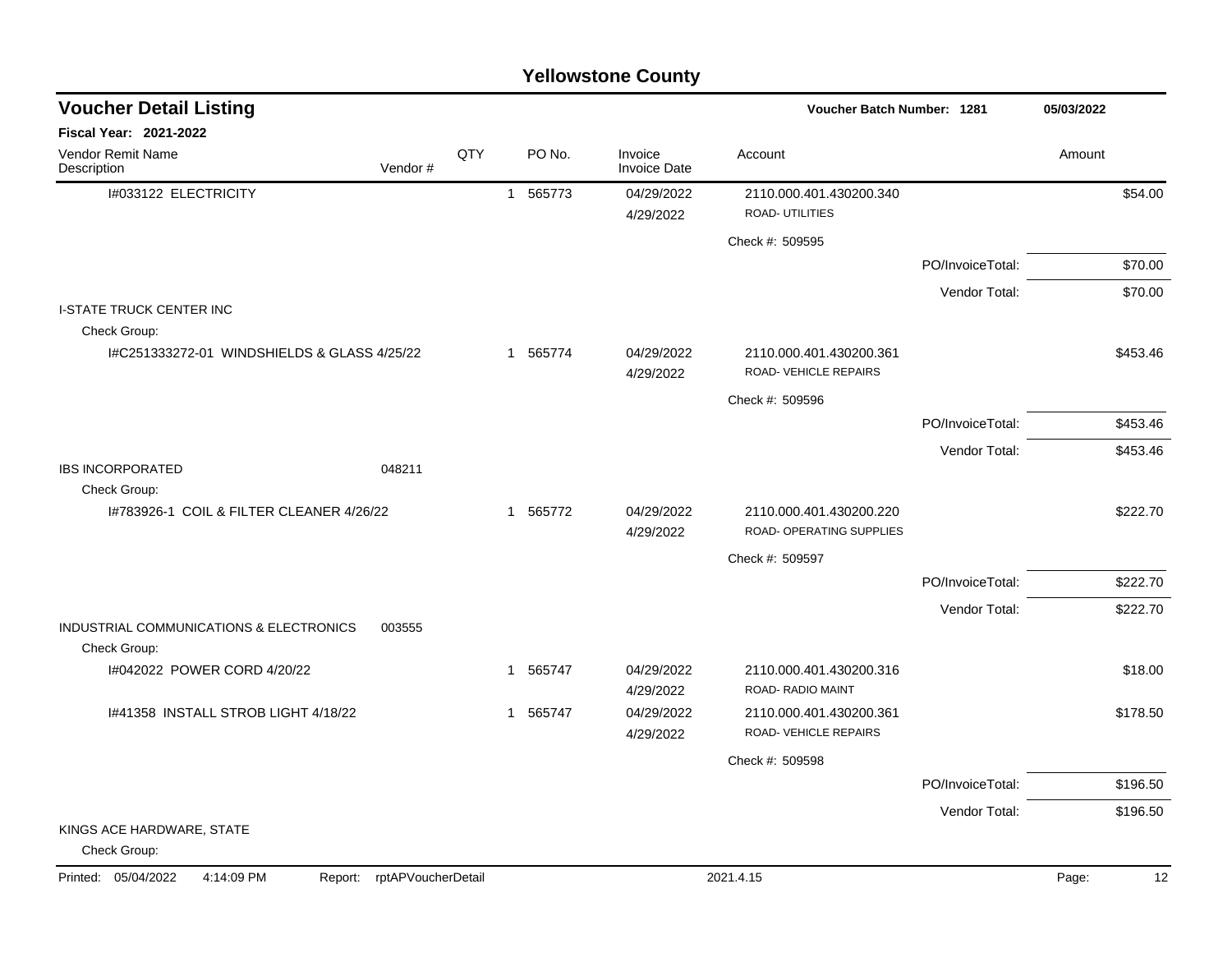# Yellowstone County

## Voucher Detail Listing

**Voucher Batch Number: 1281** — 05/03/2022

**Fiscal Year: 2021-2022**

| Vendor Remit Name / Description | Vendor # | QTY | PO No. | Invoice / Invoice Date | Account | | Amount |
|---|---|---|---|---|---|---|---|
| I#033122 ELECTRICITY | | 1 | 565773 | 04/29/2022<br>4/29/2022 | 2110.000.401.430200.340<br>ROAD- UTILITIES | | $54.00 |
| | | | | | Check #: 509595 | | |
| | | | | | | PO/InvoiceTotal: | $70.00 |
| | | | | | | Vendor Total: | $70.00 |
| I-STATE TRUCK CENTER INC | | | | | | | |
| Check Group: | | | | | | | |
| I#C251333272-01 WINDSHIELDS & GLASS 4/25/22 | | 1 | 565774 | 04/29/2022<br>4/29/2022 | 2110.000.401.430200.361<br>ROAD- VEHICLE REPAIRS | | $453.46 |
| | | | | | Check #: 509596 | | |
| | | | | | | PO/InvoiceTotal: | $453.46 |
| | | | | | | Vendor Total: | $453.46 |
| IBS INCORPORATED | 048211 | | | | | | |
| Check Group: | | | | | | | |
| I#783926-1 COIL & FILTER CLEANER 4/26/22 | | 1 | 565772 | 04/29/2022<br>4/29/2022 | 2110.000.401.430200.220<br>ROAD- OPERATING SUPPLIES | | $222.70 |
| | | | | | Check #: 509597 | | |
| | | | | | | PO/InvoiceTotal: | $222.70 |
| | | | | | | Vendor Total: | $222.70 |
| INDUSTRIAL COMMUNICATIONS & ELECTRONICS | 003555 | | | | | | |
| Check Group: | | | | | | | |
| I#042022 POWER CORD 4/20/22 | | 1 | 565747 | 04/29/2022<br>4/29/2022 | 2110.000.401.430200.316<br>ROAD- RADIO MAINT | | $18.00 |
| I#41358 INSTALL STROB LIGHT 4/18/22 | | 1 | 565747 | 04/29/2022<br>4/29/2022 | 2110.000.401.430200.361<br>ROAD- VEHICLE REPAIRS | | $178.50 |
| | | | | | Check #: 509598 | | |
| | | | | | | PO/InvoiceTotal: | $196.50 |
| | | | | | | Vendor Total: | $196.50 |
| KINGS ACE HARDWARE, STATE | | | | | | | |
| Check Group: | | | | | | | |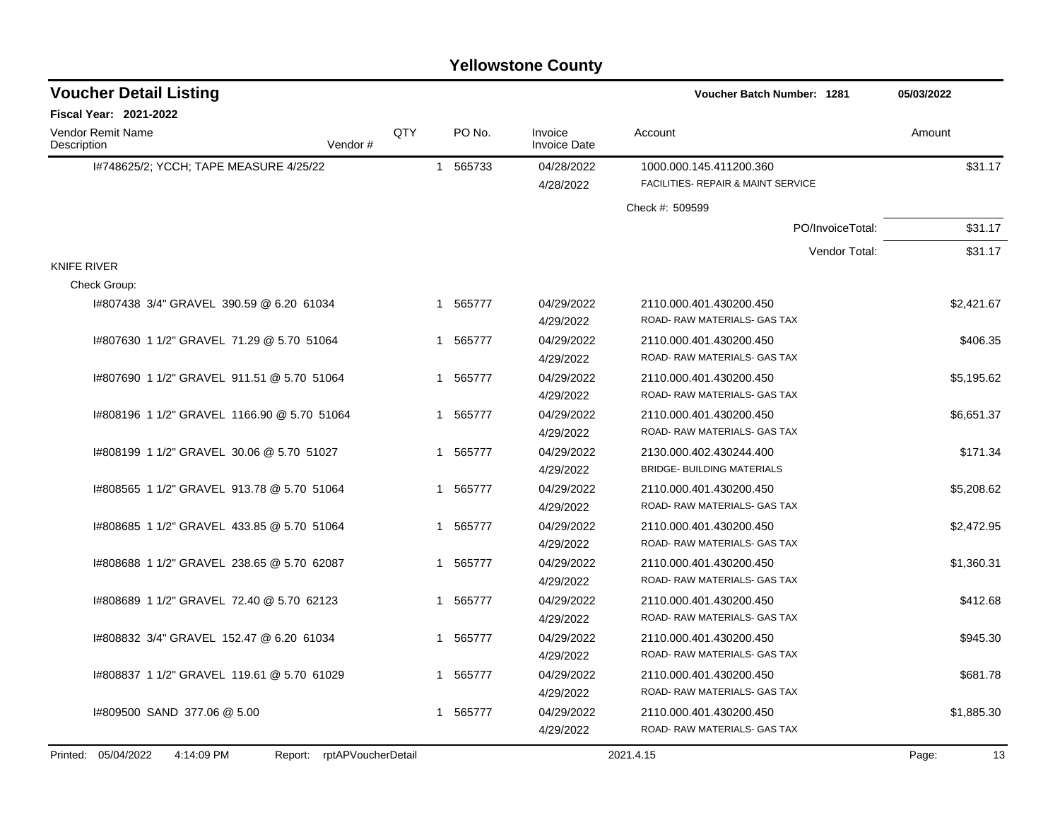# Yellowstone County

## Voucher Detail Listing

**Voucher Batch Number: 1281** — 05/03/2022

**Fiscal Year: 2021-2022**

| Vendor Remit Name / Description | Vendor # | QTY | PO No. | Invoice / Invoice Date | Account | Amount |
|---|---|---|---|---|---|---|
| I#748625/2; YCCH; TAPE MEASURE 4/25/22 | | 1 | 565733 | 04/28/2022 4/28/2022 | 1000.000.145.411200.360 FACILITIES- REPAIR & MAINT SERVICE | $31.17 |
| | | | | | Check #: 509599 | |
| | | | | | PO/InvoiceTotal: | $31.17 |
| | | | | | Vendor Total: | $31.17 |
| KNIFE RIVER | | | | | | |
| Check Group: | | | | | | |
| I#807438 3/4" GRAVEL 390.59 @ 6.20 61034 | | 1 | 565777 | 04/29/2022 4/29/2022 | 2110.000.401.430200.450 ROAD- RAW MATERIALS- GAS TAX | $2,421.67 |
| I#807630 1 1/2" GRAVEL 71.29 @ 5.70 51064 | | 1 | 565777 | 04/29/2022 4/29/2022 | 2110.000.401.430200.450 ROAD- RAW MATERIALS- GAS TAX | $406.35 |
| I#807690 1 1/2" GRAVEL 911.51 @ 5.70 51064 | | 1 | 565777 | 04/29/2022 4/29/2022 | 2110.000.401.430200.450 ROAD- RAW MATERIALS- GAS TAX | $5,195.62 |
| I#808196 1 1/2" GRAVEL 1166.90 @ 5.70 51064 | | 1 | 565777 | 04/29/2022 4/29/2022 | 2110.000.401.430200.450 ROAD- RAW MATERIALS- GAS TAX | $6,651.37 |
| I#808199 1 1/2" GRAVEL 30.06 @ 5.70 51027 | | 1 | 565777 | 04/29/2022 4/29/2022 | 2130.000.402.430244.400 BRIDGE- BUILDING MATERIALS | $171.34 |
| I#808565 1 1/2" GRAVEL 913.78 @ 5.70 51064 | | 1 | 565777 | 04/29/2022 4/29/2022 | 2110.000.401.430200.450 ROAD- RAW MATERIALS- GAS TAX | $5,208.62 |
| I#808685 1 1/2" GRAVEL 433.85 @ 5.70 51064 | | 1 | 565777 | 04/29/2022 4/29/2022 | 2110.000.401.430200.450 ROAD- RAW MATERIALS- GAS TAX | $2,472.95 |
| I#808688 1 1/2" GRAVEL 238.65 @ 5.70 62087 | | 1 | 565777 | 04/29/2022 4/29/2022 | 2110.000.401.430200.450 ROAD- RAW MATERIALS- GAS TAX | $1,360.31 |
| I#808689 1 1/2" GRAVEL 72.40 @ 5.70 62123 | | 1 | 565777 | 04/29/2022 4/29/2022 | 2110.000.401.430200.450 ROAD- RAW MATERIALS- GAS TAX | $412.68 |
| I#808832 3/4" GRAVEL 152.47 @ 6.20 61034 | | 1 | 565777 | 04/29/2022 4/29/2022 | 2110.000.401.430200.450 ROAD- RAW MATERIALS- GAS TAX | $945.30 |
| I#808837 1 1/2" GRAVEL 119.61 @ 5.70 61029 | | 1 | 565777 | 04/29/2022 4/29/2022 | 2110.000.401.430200.450 ROAD- RAW MATERIALS- GAS TAX | $681.78 |
| I#809500 SAND 377.06 @ 5.00 | | 1 | 565777 | 04/29/2022 4/29/2022 | 2110.000.401.430200.450 ROAD- RAW MATERIALS- GAS TAX | $1,885.30 |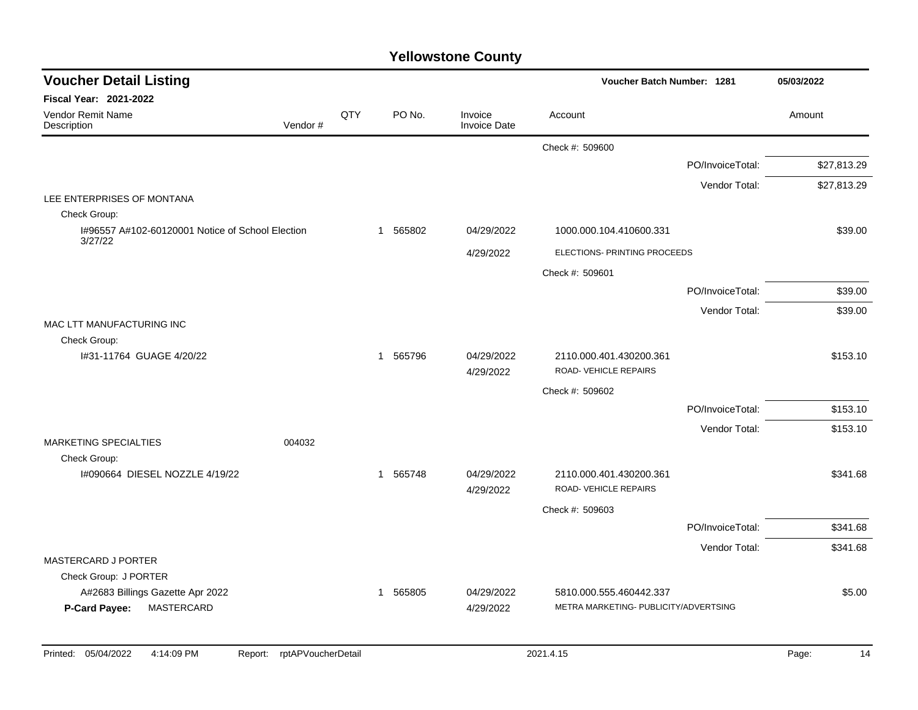# Yellowstone County

## Voucher Detail Listing

Voucher Batch Number: 1281 — 05/03/2022

**Fiscal Year: 2021-2022**

| Vendor Remit Name / Description | Vendor # | QTY | PO No. | Invoice / Invoice Date | Account | Amount |
|---|---|---|---|---|---|---|
| | | | | | Check #: 509600 | |
| | | | | | PO/InvoiceTotal: | $27,813.29 |
| | | | | | Vendor Total: | $27,813.29 |
| LEE ENTERPRISES OF MONTANA | | | | | | |
| Check Group: | | | | | | |
| I#96557 A#102-60120001 Notice of School Election 3/27/22 | | 1 | 565802 | 04/29/2022 | 1000.000.104.410600.331 | $39.00 |
| | | | | 4/29/2022 | ELECTIONS- PRINTING PROCEEDS | |
| | | | | | Check #: 509601 | |
| | | | | | PO/InvoiceTotal: | $39.00 |
| | | | | | Vendor Total: | $39.00 |
| MAC LTT MANUFACTURING INC | | | | | | |
| Check Group: | | | | | | |
| I#31-11764 GUAGE 4/20/22 | | 1 | 565796 | 04/29/2022 | 2110.000.401.430200.361 | $153.10 |
| | | | | 4/29/2022 | ROAD- VEHICLE REPAIRS | |
| | | | | | Check #: 509602 | |
| | | | | | PO/InvoiceTotal: | $153.10 |
| | | | | | Vendor Total: | $153.10 |
| MARKETING SPECIALTIES | 004032 | | | | | |
| Check Group: | | | | | | |
| I#090664 DIESEL NOZZLE 4/19/22 | | 1 | 565748 | 04/29/2022 | 2110.000.401.430200.361 | $341.68 |
| | | | | 4/29/2022 | ROAD- VEHICLE REPAIRS | |
| | | | | | Check #: 509603 | |
| | | | | | PO/InvoiceTotal: | $341.68 |
| | | | | | Vendor Total: | $341.68 |
| MASTERCARD J PORTER | | | | | | |
| Check Group: J PORTER | | | | | | |
| A#2683 Billings Gazette Apr 2022 | | 1 | 565805 | 04/29/2022 | 5810.000.555.460442.337 | $5.00 |
| **P-Card Payee:** MASTERCARD | | | | 4/29/2022 | METRA MARKETING- PUBLICITY/ADVERTSING | |

Printed: 05/04/2022 4:14:09 PM Report: rptAPVoucherDetail 2021.4.15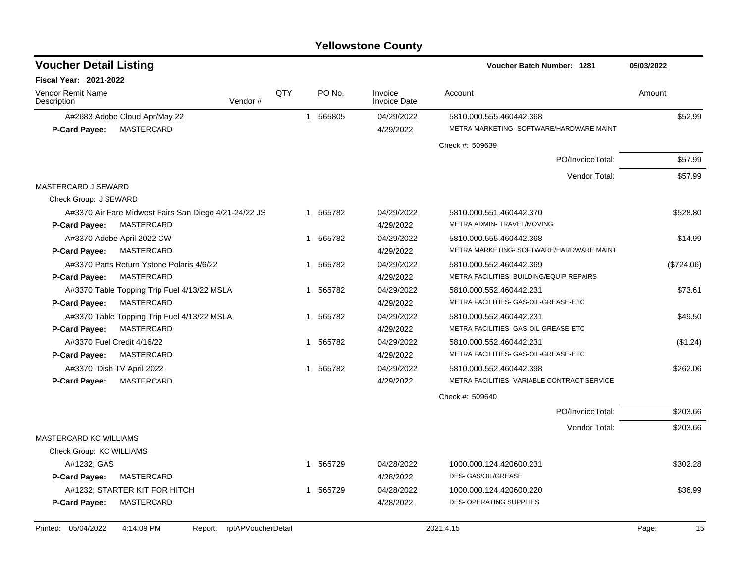## Yellowstone County

**Voucher Detail Listing** — Voucher Batch Number: 1281 — 05/03/2022

**Fiscal Year: 2021-2022**

| Vendor Remit Name / Description | Vendor # | QTY | PO No. | Invoice / Invoice Date | Account | Amount |
|---|---|---|---|---|---|---|
| A#2683 Adobe Cloud Apr/May 22 | | 1 | 565805 | 04/29/2022 | 5810.000.555.460442.368 | $52.99 |
| **P-Card Payee:** MASTERCARD | | | | 4/29/2022 | METRA MARKETING- SOFTWARE/HARDWARE MAINT | |
| | | | | | Check #: 509639 | |
| | | | | | PO/InvoiceTotal: | $57.99 |
| | | | | | Vendor Total: | $57.99 |
| MASTERCARD J SEWARD | | | | | | |
| Check Group: J SEWARD | | | | | | |
| A#3370 Air Fare Midwest Fairs San Diego 4/21-24/22 JS | | 1 | 565782 | 04/29/2022 | 5810.000.551.460442.370 | $528.80 |
| **P-Card Payee:** MASTERCARD | | | | 4/29/2022 | METRA ADMIN- TRAVEL/MOVING | |
| A#3370 Adobe April 2022 CW | | 1 | 565782 | 04/29/2022 | 5810.000.555.460442.368 | $14.99 |
| **P-Card Payee:** MASTERCARD | | | | 4/29/2022 | METRA MARKETING- SOFTWARE/HARDWARE MAINT | |
| A#3370 Parts Return Ystone Polaris 4/6/22 | | 1 | 565782 | 04/29/2022 | 5810.000.552.460442.369 | ($724.06) |
| **P-Card Payee:** MASTERCARD | | | | 4/29/2022 | METRA FACILITIES- BUILDING/EQUIP REPAIRS | |
| A#3370 Table Topping Trip Fuel 4/13/22 MSLA | | 1 | 565782 | 04/29/2022 | 5810.000.552.460442.231 | $73.61 |
| **P-Card Payee:** MASTERCARD | | | | 4/29/2022 | METRA FACILITIES- GAS-OIL-GREASE-ETC | |
| A#3370 Table Topping Trip Fuel 4/13/22 MSLA | | 1 | 565782 | 04/29/2022 | 5810.000.552.460442.231 | $49.50 |
| **P-Card Payee:** MASTERCARD | | | | 4/29/2022 | METRA FACILITIES- GAS-OIL-GREASE-ETC | |
| A#3370 Fuel Credit 4/16/22 | | 1 | 565782 | 04/29/2022 | 5810.000.552.460442.231 | ($1.24) |
| **P-Card Payee:** MASTERCARD | | | | 4/29/2022 | METRA FACILITIES- GAS-OIL-GREASE-ETC | |
| A#3370 Dish TV April 2022 | | 1 | 565782 | 04/29/2022 | 5810.000.552.460442.398 | $262.06 |
| **P-Card Payee:** MASTERCARD | | | | 4/29/2022 | METRA FACILITIES- VARIABLE CONTRACT SERVICE | |
| | | | | | Check #: 509640 | |
| | | | | | PO/InvoiceTotal: | $203.66 |
| | | | | | Vendor Total: | $203.66 |
| MASTERCARD KC WILLIAMS | | | | | | |
| Check Group: KC WILLIAMS | | | | | | |
| A#1232; GAS | | 1 | 565729 | 04/28/2022 | 1000.000.124.420600.231 | $302.28 |
| **P-Card Payee:** MASTERCARD | | | | 4/28/2022 | DES- GAS/OIL/GREASE | |
| A#1232; STARTER KIT FOR HITCH | | 1 | 565729 | 04/28/2022 | 1000.000.124.420600.220 | $36.99 |
| **P-Card Payee:** MASTERCARD | | | | 4/28/2022 | DES- OPERATING SUPPLIES | |

Printed: 05/04/2022 4:14:09 PM Report: rptAPVoucherDetail 2021.4.15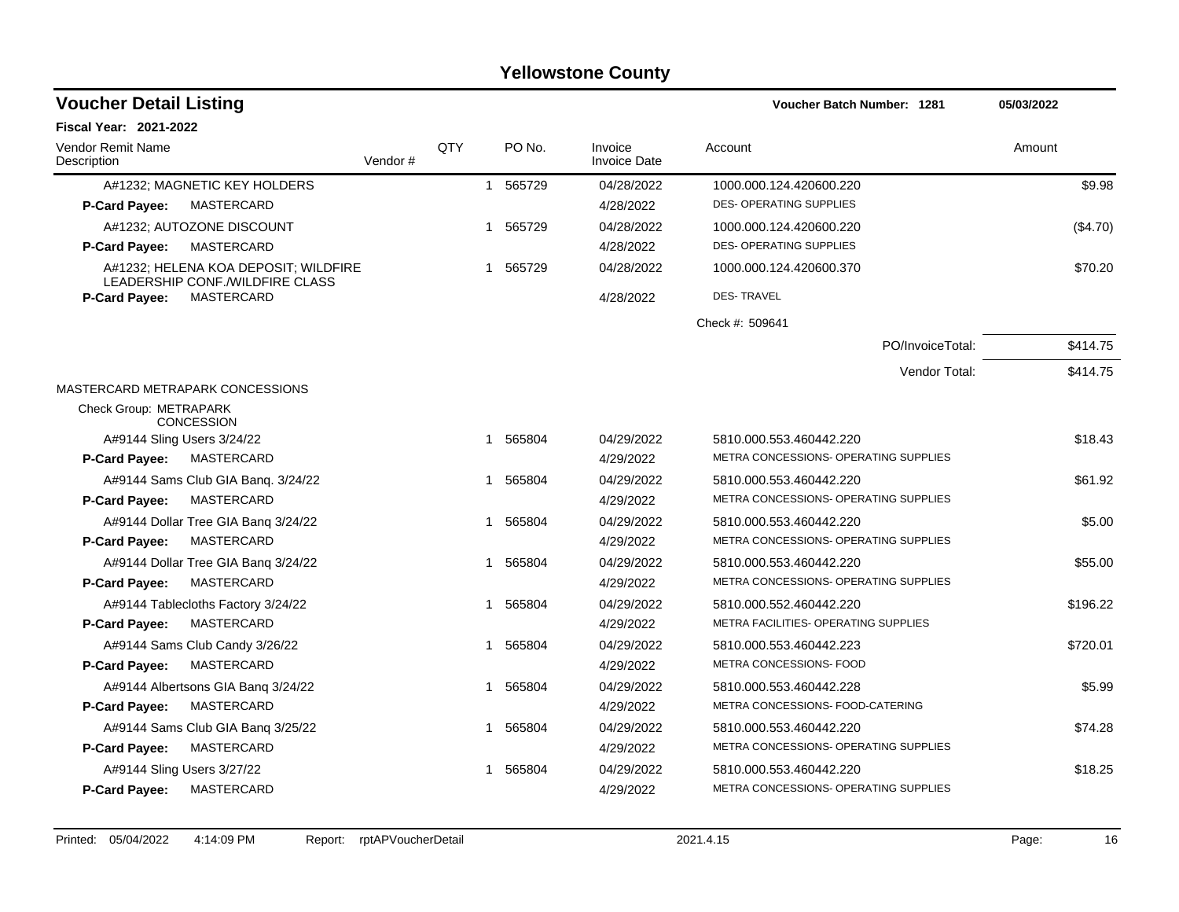# Yellowstone County

## Voucher Detail Listing

**Voucher Batch Number: 1281** 05/03/2022

**Fiscal Year: 2021-2022**

| Vendor Remit Name / Description | Vendor # | QTY | PO No. | Invoice / Invoice Date | Account | Amount |
|---|---|---|---|---|---|---|
| A#1232; MAGNETIC KEY HOLDERS | | 1 | 565729 | 04/28/2022 | 1000.000.124.420600.220 | $9.98 |
| **P-Card Payee:** MASTERCARD | | | | 4/28/2022 | DES- OPERATING SUPPLIES | |
| A#1232; AUTOZONE DISCOUNT | | 1 | 565729 | 04/28/2022 | 1000.000.124.420600.220 | ($4.70) |
| **P-Card Payee:** MASTERCARD | | | | 4/28/2022 | DES- OPERATING SUPPLIES | |
| A#1232; HELENA KOA DEPOSIT; WILDFIRE LEADERSHIP CONF./WILDFIRE CLASS | | 1 | 565729 | 04/28/2022 | 1000.000.124.420600.370 | $70.20 |
| **P-Card Payee:** MASTERCARD | | | | 4/28/2022 | DES- TRAVEL | |
| | | | | | Check #: 509641 | |
| | | | | | PO/InvoiceTotal: | $414.75 |
| | | | | | Vendor Total: | $414.75 |
| MASTERCARD METRAPARK CONCESSIONS | | | | | | |
| Check Group: METRAPARK CONCESSION | | | | | | |
| A#9144 Sling Users 3/24/22 | | 1 | 565804 | 04/29/2022 | 5810.000.553.460442.220 | $18.43 |
| **P-Card Payee:** MASTERCARD | | | | 4/29/2022 | METRA CONCESSIONS- OPERATING SUPPLIES | |
| A#9144 Sams Club GIA Banq. 3/24/22 | | 1 | 565804 | 04/29/2022 | 5810.000.553.460442.220 | $61.92 |
| **P-Card Payee:** MASTERCARD | | | | 4/29/2022 | METRA CONCESSIONS- OPERATING SUPPLIES | |
| A#9144 Dollar Tree GIA Banq 3/24/22 | | 1 | 565804 | 04/29/2022 | 5810.000.553.460442.220 | $5.00 |
| **P-Card Payee:** MASTERCARD | | | | 4/29/2022 | METRA CONCESSIONS- OPERATING SUPPLIES | |
| A#9144 Dollar Tree GIA Banq 3/24/22 | | 1 | 565804 | 04/29/2022 | 5810.000.553.460442.220 | $55.00 |
| **P-Card Payee:** MASTERCARD | | | | 4/29/2022 | METRA CONCESSIONS- OPERATING SUPPLIES | |
| A#9144 Tablecloths Factory 3/24/22 | | 1 | 565804 | 04/29/2022 | 5810.000.552.460442.220 | $196.22 |
| **P-Card Payee:** MASTERCARD | | | | 4/29/2022 | METRA FACILITIES- OPERATING SUPPLIES | |
| A#9144 Sams Club Candy 3/26/22 | | 1 | 565804 | 04/29/2022 | 5810.000.553.460442.223 | $720.01 |
| **P-Card Payee:** MASTERCARD | | | | 4/29/2022 | METRA CONCESSIONS- FOOD | |
| A#9144 Albertsons GIA Banq 3/24/22 | | 1 | 565804 | 04/29/2022 | 5810.000.553.460442.228 | $5.99 |
| **P-Card Payee:** MASTERCARD | | | | 4/29/2022 | METRA CONCESSIONS- FOOD-CATERING | |
| A#9144 Sams Club GIA Banq 3/25/22 | | 1 | 565804 | 04/29/2022 | 5810.000.553.460442.220 | $74.28 |
| **P-Card Payee:** MASTERCARD | | | | 4/29/2022 | METRA CONCESSIONS- OPERATING SUPPLIES | |
| A#9144 Sling Users 3/27/22 | | 1 | 565804 | 04/29/2022 | 5810.000.553.460442.220 | $18.25 |
| **P-Card Payee:** MASTERCARD | | | | 4/29/2022 | METRA CONCESSIONS- OPERATING SUPPLIES | |

Printed: 05/04/2022 4:14:09 PM Report: rptAPVoucherDetail 2021.4.15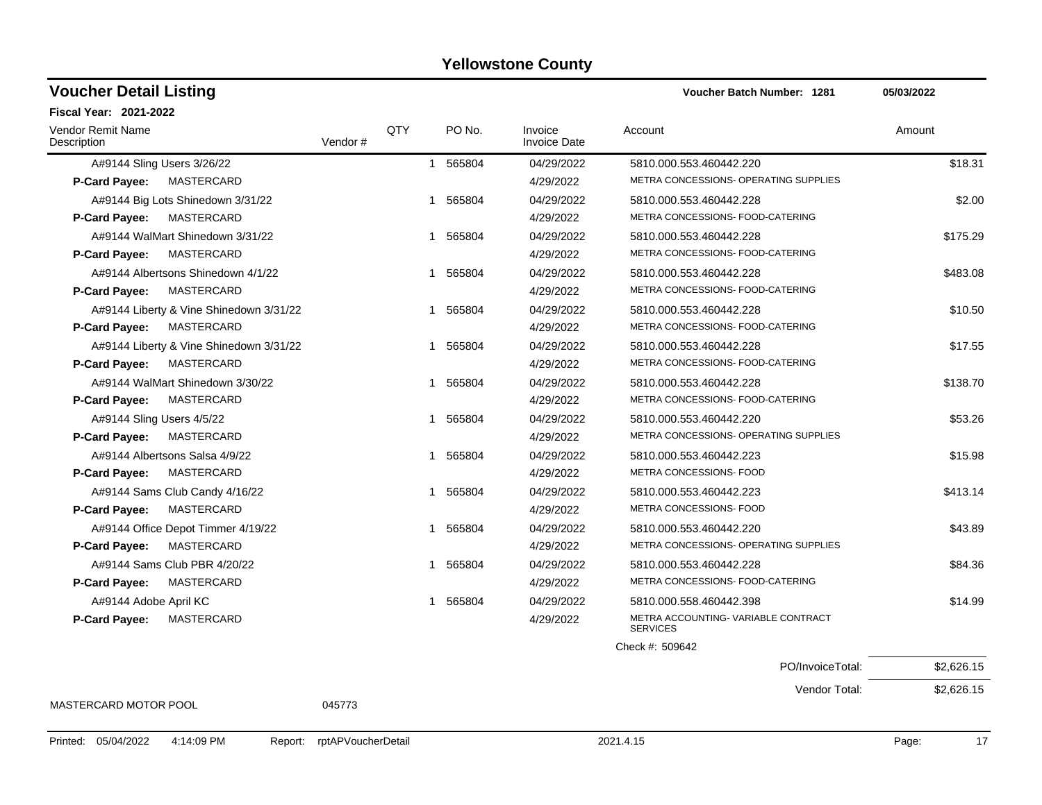# Yellowstone County

## Voucher Detail Listing

**Voucher Batch Number: 1281** 05/03/2022

**Fiscal Year: 2021-2022**

| Vendor Remit Name / Description | Vendor # | QTY | PO No. | Invoice / Invoice Date | Account | Amount |
|---|---|---|---|---|---|---|
| A#9144 Sling Users 3/26/22 | | 1 | 565804 | 04/29/2022 | 5810.000.553.460442.220 | $18.31 |
| **P-Card Payee:** MASTERCARD | | | | 4/29/2022 | METRA CONCESSIONS- OPERATING SUPPLIES | |
| A#9144 Big Lots Shinedown 3/31/22 | | 1 | 565804 | 04/29/2022 | 5810.000.553.460442.228 | $2.00 |
| **P-Card Payee:** MASTERCARD | | | | 4/29/2022 | METRA CONCESSIONS- FOOD-CATERING | |
| A#9144 WalMart Shinedown 3/31/22 | | 1 | 565804 | 04/29/2022 | 5810.000.553.460442.228 | $175.29 |
| **P-Card Payee:** MASTERCARD | | | | 4/29/2022 | METRA CONCESSIONS- FOOD-CATERING | |
| A#9144 Albertsons Shinedown 4/1/22 | | 1 | 565804 | 04/29/2022 | 5810.000.553.460442.228 | $483.08 |
| **P-Card Payee:** MASTERCARD | | | | 4/29/2022 | METRA CONCESSIONS- FOOD-CATERING | |
| A#9144 Liberty & Vine Shinedown 3/31/22 | | 1 | 565804 | 04/29/2022 | 5810.000.553.460442.228 | $10.50 |
| **P-Card Payee:** MASTERCARD | | | | 4/29/2022 | METRA CONCESSIONS- FOOD-CATERING | |
| A#9144 Liberty & Vine Shinedown 3/31/22 | | 1 | 565804 | 04/29/2022 | 5810.000.553.460442.228 | $17.55 |
| **P-Card Payee:** MASTERCARD | | | | 4/29/2022 | METRA CONCESSIONS- FOOD-CATERING | |
| A#9144 WalMart Shinedown 3/30/22 | | 1 | 565804 | 04/29/2022 | 5810.000.553.460442.228 | $138.70 |
| **P-Card Payee:** MASTERCARD | | | | 4/29/2022 | METRA CONCESSIONS- FOOD-CATERING | |
| A#9144 Sling Users 4/5/22 | | 1 | 565804 | 04/29/2022 | 5810.000.553.460442.220 | $53.26 |
| **P-Card Payee:** MASTERCARD | | | | 4/29/2022 | METRA CONCESSIONS- OPERATING SUPPLIES | |
| A#9144 Albertsons Salsa 4/9/22 | | 1 | 565804 | 04/29/2022 | 5810.000.553.460442.223 | $15.98 |
| **P-Card Payee:** MASTERCARD | | | | 4/29/2022 | METRA CONCESSIONS- FOOD | |
| A#9144 Sams Club Candy 4/16/22 | | 1 | 565804 | 04/29/2022 | 5810.000.553.460442.223 | $413.14 |
| **P-Card Payee:** MASTERCARD | | | | 4/29/2022 | METRA CONCESSIONS- FOOD | |
| A#9144 Office Depot Timmer 4/19/22 | | 1 | 565804 | 04/29/2022 | 5810.000.553.460442.220 | $43.89 |
| **P-Card Payee:** MASTERCARD | | | | 4/29/2022 | METRA CONCESSIONS- OPERATING SUPPLIES | |
| A#9144 Sams Club PBR 4/20/22 | | 1 | 565804 | 04/29/2022 | 5810.000.553.460442.228 | $84.36 |
| **P-Card Payee:** MASTERCARD | | | | 4/29/2022 | METRA CONCESSIONS- FOOD-CATERING | |
| A#9144 Adobe April KC | | 1 | 565804 | 04/29/2022 | 5810.000.558.460442.398 | $14.99 |
| **P-Card Payee:** MASTERCARD | | | | 4/29/2022 | METRA ACCOUNTING- VARIABLE CONTRACT SERVICES | |
| | | | | | Check #: 509642 | |
| | | | | | PO/InvoiceTotal: | $2,626.15 |
| | | | | | Vendor Total: | $2,626.15 |
| MASTERCARD MOTOR POOL | 045773 | | | | | |

Printed: 05/04/2022 4:14:09 PM Report: rptAPVoucherDetail 2021.4.15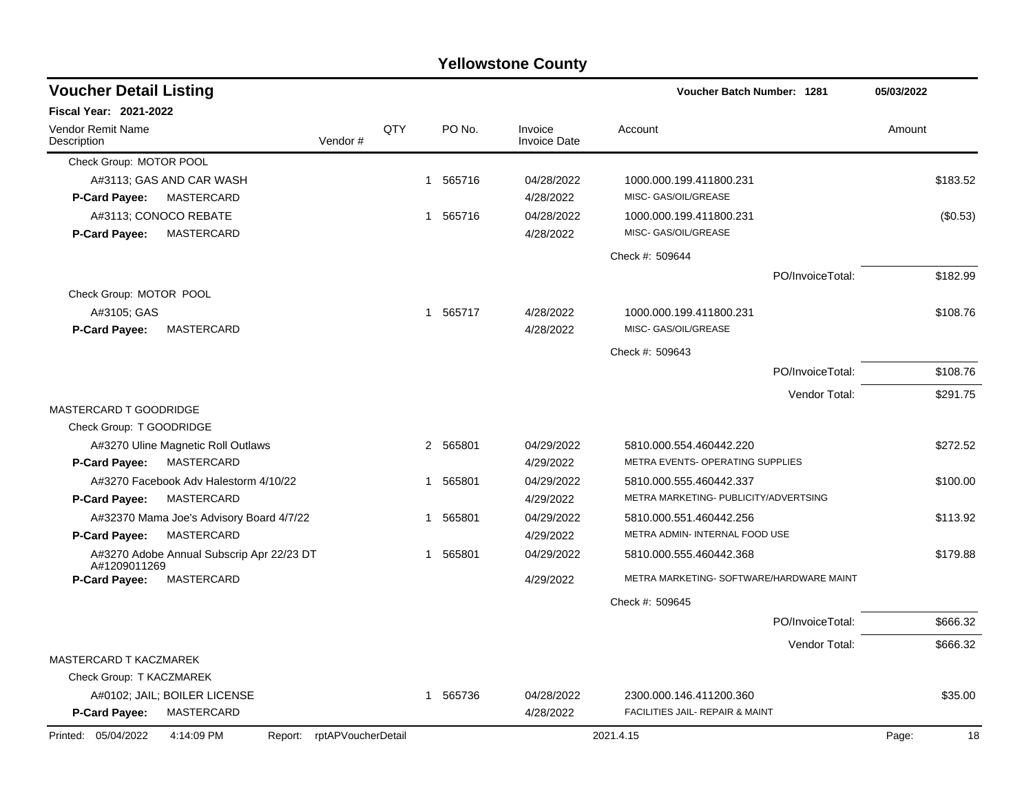## Yellowstone County

### Voucher Detail Listing

Voucher Batch Number: 1281 — 05/03/2022

**Fiscal Year: 2021-2022**

| Vendor Remit Name / Description | Vendor # | QTY | PO No. | Invoice / Invoice Date | Account | Amount |
|---|---|---|---|---|---|---|
| Check Group: MOTOR POOL | | | | | | |
| A#3113; GAS AND CAR WASH | | 1 | 565716 | 04/28/2022 | 1000.000.199.411800.231 | $183.52 |
| **P-Card Payee:** MASTERCARD | | | | 4/28/2022 | MISC- GAS/OIL/GREASE | |
| A#3113; CONOCO REBATE | | 1 | 565716 | 04/28/2022 | 1000.000.199.411800.231 | ($0.53) |
| **P-Card Payee:** MASTERCARD | | | | 4/28/2022 | MISC- GAS/OIL/GREASE | |
| | | | | | Check #: 509644 | |
| | | | | | PO/InvoiceTotal: | $182.99 |
| Check Group: MOTOR POOL | | | | | | |
| A#3105; GAS | | 1 | 565717 | 4/28/2022 | 1000.000.199.411800.231 | $108.76 |
| **P-Card Payee:** MASTERCARD | | | | 4/28/2022 | MISC- GAS/OIL/GREASE | |
| | | | | | Check #: 509643 | |
| | | | | | PO/InvoiceTotal: | $108.76 |
| | | | | | Vendor Total: | $291.75 |
| MASTERCARD T GOODRIDGE | | | | | | |
| Check Group: T GOODRIDGE | | | | | | |
| A#3270 Uline Magnetic Roll Outlaws | | 2 | 565801 | 04/29/2022 | 5810.000.554.460442.220 | $272.52 |
| **P-Card Payee:** MASTERCARD | | | | 4/29/2022 | METRA EVENTS- OPERATING SUPPLIES | |
| A#3270 Facebook Adv Halestorm 4/10/22 | | 1 | 565801 | 04/29/2022 | 5810.000.555.460442.337 | $100.00 |
| **P-Card Payee:** MASTERCARD | | | | 4/29/2022 | METRA MARKETING- PUBLICITY/ADVERTSING | |
| A#32370 Mama Joe's Advisory Board 4/7/22 | | 1 | 565801 | 04/29/2022 | 5810.000.551.460442.256 | $113.92 |
| **P-Card Payee:** MASTERCARD | | | | 4/29/2022 | METRA ADMIN- INTERNAL FOOD USE | |
| A#3270 Adobe Annual Subscrip Apr 22/23 DT A#1209011269 | | 1 | 565801 | 04/29/2022 | 5810.000.555.460442.368 | $179.88 |
| **P-Card Payee:** MASTERCARD | | | | 4/29/2022 | METRA MARKETING- SOFTWARE/HARDWARE MAINT | |
| | | | | | Check #: 509645 | |
| | | | | | PO/InvoiceTotal: | $666.32 |
| | | | | | Vendor Total: | $666.32 |
| MASTERCARD T KACZMAREK | | | | | | |
| Check Group: T KACZMAREK | | | | | | |
| A#0102; JAIL; BOILER LICENSE | | 1 | 565736 | 04/28/2022 | 2300.000.146.411200.360 | $35.00 |
| **P-Card Payee:** MASTERCARD | | | | 4/28/2022 | FACILITIES JAIL- REPAIR & MAINT | |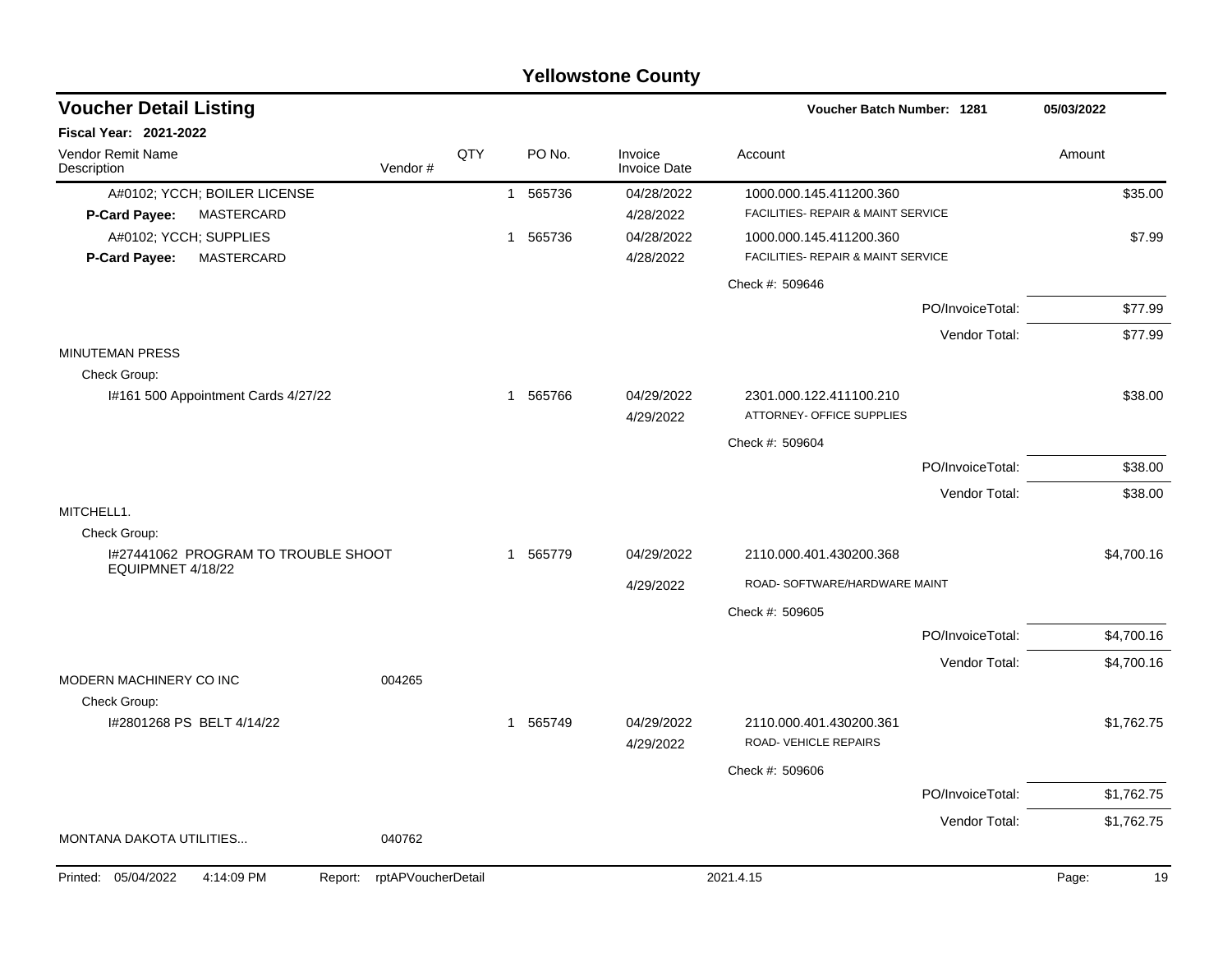# Yellowstone County

## Voucher Detail Listing

**Voucher Batch Number: 1281** — 05/03/2022

**Fiscal Year: 2021-2022**

| Vendor Remit Name / Description | Vendor # | QTY | PO No. | Invoice / Invoice Date | Account | Amount |
|---|---|---|---|---|---|---|
| A#0102; YCCH; BOILER LICENSE | | 1 | 565736 | 04/28/2022 | 1000.000.145.411200.360 | $35.00 |
| **P-Card Payee:** MASTERCARD | | | | 4/28/2022 | FACILITIES- REPAIR & MAINT SERVICE | |
| A#0102; YCCH; SUPPLIES | | 1 | 565736 | 04/28/2022 | 1000.000.145.411200.360 | $7.99 |
| **P-Card Payee:** MASTERCARD | | | | 4/28/2022 | FACILITIES- REPAIR & MAINT SERVICE | |
| | | | | | Check #: 509646 | |
| | | | | | PO/InvoiceTotal: | $77.99 |
| | | | | | Vendor Total: | $77.99 |
| MINUTEMAN PRESS | | | | | | |
| Check Group: | | | | | | |
| I#161 500 Appointment Cards 4/27/22 | | 1 | 565766 | 04/29/2022 | 2301.000.122.411100.210 | $38.00 |
| | | | | 4/29/2022 | ATTORNEY- OFFICE SUPPLIES | |
| | | | | | Check #: 509604 | |
| | | | | | PO/InvoiceTotal: | $38.00 |
| | | | | | Vendor Total: | $38.00 |
| MITCHELL1. | | | | | | |
| Check Group: | | | | | | |
| I#27441062 PROGRAM TO TROUBLE SHOOT EQUIPMNET 4/18/22 | | 1 | 565779 | 04/29/2022 | 2110.000.401.430200.368 | $4,700.16 |
| | | | | 4/29/2022 | ROAD- SOFTWARE/HARDWARE MAINT | |
| | | | | | Check #: 509605 | |
| | | | | | PO/InvoiceTotal: | $4,700.16 |
| | | | | | Vendor Total: | $4,700.16 |
| MODERN MACHINERY CO INC | 004265 | | | | | |
| Check Group: | | | | | | |
| I#2801268 PS BELT 4/14/22 | | 1 | 565749 | 04/29/2022 | 2110.000.401.430200.361 | $1,762.75 |
| | | | | 4/29/2022 | ROAD- VEHICLE REPAIRS | |
| | | | | | Check #: 509606 | |
| | | | | | PO/InvoiceTotal: | $1,762.75 |
| | | | | | Vendor Total: | $1,762.75 |
| MONTANA DAKOTA UTILITIES... | 040762 | | | | | |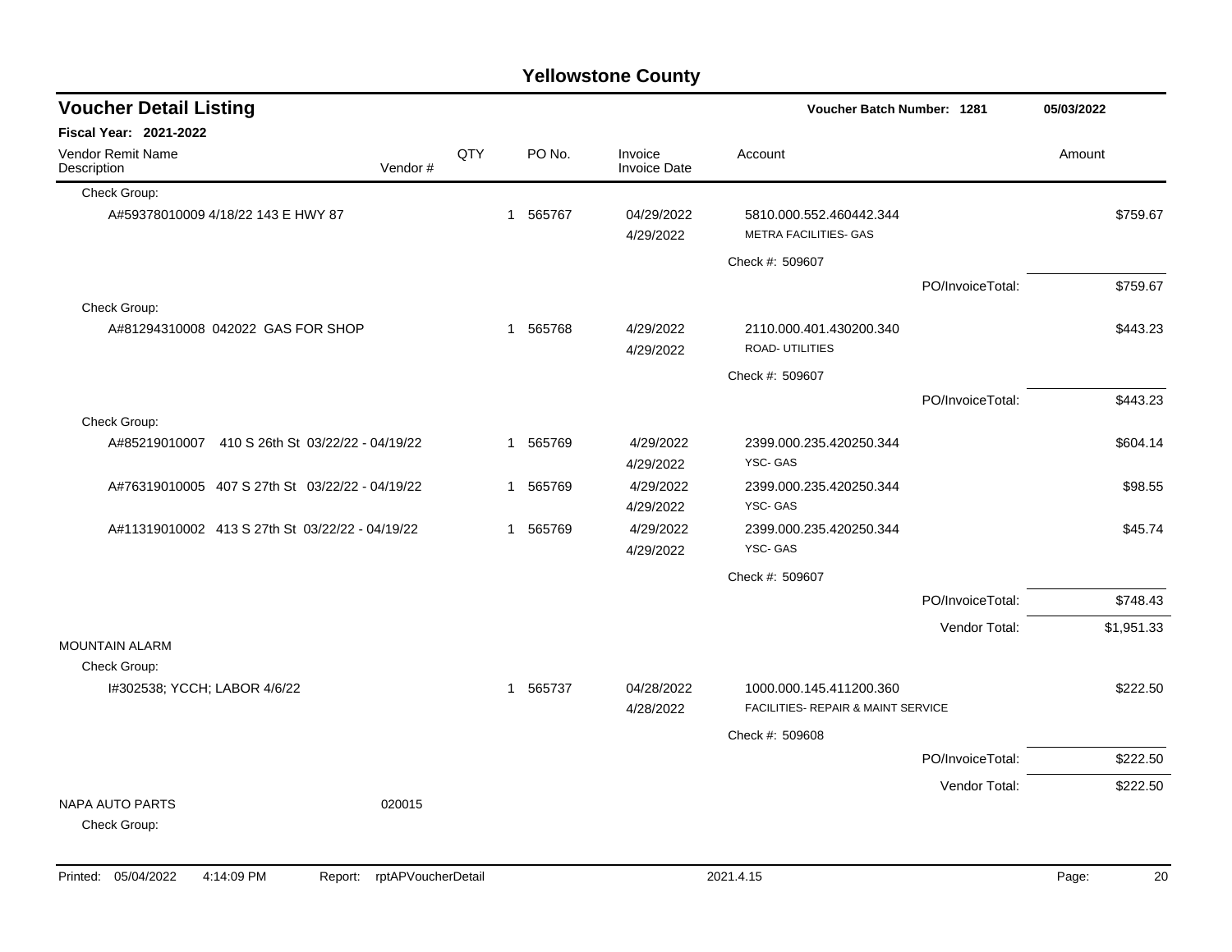# Yellowstone County

## Voucher Detail Listing

**Voucher Batch Number: 1281** — 05/03/2022

**Fiscal Year: 2021-2022**

| Vendor Remit Name / Description | Vendor # | QTY | PO No. | Invoice / Invoice Date | Account | Amount |
|---|---|---|---|---|---|---|
| Check Group: | | | | | | |
| A#59378010009 4/18/22 143 E HWY 87 | | 1 | 565767 | 04/29/2022 / 4/29/2022 | 5810.000.552.460442.344 METRA FACILITIES- GAS | $759.67 |
| | | | | | Check #: 509607 | |
| | | | | | PO/InvoiceTotal: | $759.67 |
| Check Group: | | | | | | |
| A#81294310008 042022 GAS FOR SHOP | | 1 | 565768 | 4/29/2022 / 4/29/2022 | 2110.000.401.430200.340 ROAD- UTILITIES | $443.23 |
| | | | | | Check #: 509607 | |
| | | | | | PO/InvoiceTotal: | $443.23 |
| Check Group: | | | | | | |
| A#85219010007 410 S 26th St 03/22/22 - 04/19/22 | | 1 | 565769 | 4/29/2022 / 4/29/2022 | 2399.000.235.420250.344 YSC- GAS | $604.14 |
| A#76319010005 407 S 27th St 03/22/22 - 04/19/22 | | 1 | 565769 | 4/29/2022 / 4/29/2022 | 2399.000.235.420250.344 YSC- GAS | $98.55 |
| A#11319010002 413 S 27th St 03/22/22 - 04/19/22 | | 1 | 565769 | 4/29/2022 / 4/29/2022 | 2399.000.235.420250.344 YSC- GAS | $45.74 |
| | | | | | Check #: 509607 | |
| | | | | | PO/InvoiceTotal: | $748.43 |
| | | | | | Vendor Total: | $1,951.33 |
| MOUNTAIN ALARM | | | | | | |
| Check Group: | | | | | | |
| I#302538; YCCH; LABOR 4/6/22 | | 1 | 565737 | 04/28/2022 / 4/28/2022 | 1000.000.145.411200.360 FACILITIES- REPAIR & MAINT SERVICE | $222.50 |
| | | | | | Check #: 509608 | |
| | | | | | PO/InvoiceTotal: | $222.50 |
| | | | | | Vendor Total: | $222.50 |
| NAPA AUTO PARTS | 020015 | | | | | |
| Check Group: | | | | | | |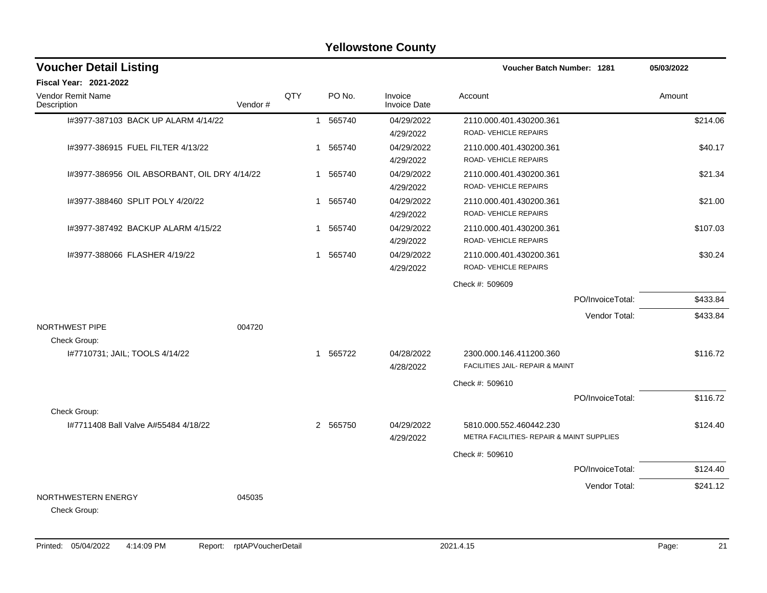# Yellowstone County

## Voucher Detail Listing

**Voucher Batch Number: 1281** 05/03/2022

**Fiscal Year: 2021-2022**

| Vendor Remit Name / Description | Vendor # | QTY | PO No. | Invoice / Invoice Date | Account | Amount |
|---|---|---|---|---|---|---|
| I#3977-387103 BACK UP ALARM 4/14/22 | | 1 | 565740 | 04/29/2022 4/29/2022 | 2110.000.401.430200.361 ROAD- VEHICLE REPAIRS | $214.06 |
| I#3977-386915 FUEL FILTER 4/13/22 | | 1 | 565740 | 04/29/2022 4/29/2022 | 2110.000.401.430200.361 ROAD- VEHICLE REPAIRS | $40.17 |
| I#3977-386956 OIL ABSORBANT, OIL DRY 4/14/22 | | 1 | 565740 | 04/29/2022 4/29/2022 | 2110.000.401.430200.361 ROAD- VEHICLE REPAIRS | $21.34 |
| I#3977-388460 SPLIT POLY 4/20/22 | | 1 | 565740 | 04/29/2022 4/29/2022 | 2110.000.401.430200.361 ROAD- VEHICLE REPAIRS | $21.00 |
| I#3977-387492 BACKUP ALARM 4/15/22 | | 1 | 565740 | 04/29/2022 4/29/2022 | 2110.000.401.430200.361 ROAD- VEHICLE REPAIRS | $107.03 |
| I#3977-388066 FLASHER 4/19/22 | | 1 | 565740 | 04/29/2022 4/29/2022 | 2110.000.401.430200.361 ROAD- VEHICLE REPAIRS | $30.24 |
| | | | | | Check #: 509609 | |
| | | | | | PO/InvoiceTotal: | $433.84 |
| | | | | | Vendor Total: | $433.84 |
| NORTHWEST PIPE | 004720 | | | | | |
| Check Group: | | | | | | |
| I#7710731; JAIL; TOOLS 4/14/22 | | 1 | 565722 | 04/28/2022 4/28/2022 | 2300.000.146.411200.360 FACILITIES JAIL- REPAIR & MAINT | $116.72 |
| | | | | | Check #: 509610 | |
| | | | | | PO/InvoiceTotal: | $116.72 |
| Check Group: | | | | | | |
| I#7711408 Ball Valve A#55484 4/18/22 | | 2 | 565750 | 04/29/2022 4/29/2022 | 5810.000.552.460442.230 METRA FACILITIES- REPAIR & MAINT SUPPLIES | $124.40 |
| | | | | | Check #: 509610 | |
| | | | | | PO/InvoiceTotal: | $124.40 |
| | | | | | Vendor Total: | $241.12 |
| NORTHWESTERN ENERGY | 045035 | | | | | |
| Check Group: | | | | | | |

Printed: 05/04/2022 4:14:09 PM Report: rptAPVoucherDetail 2021.4.15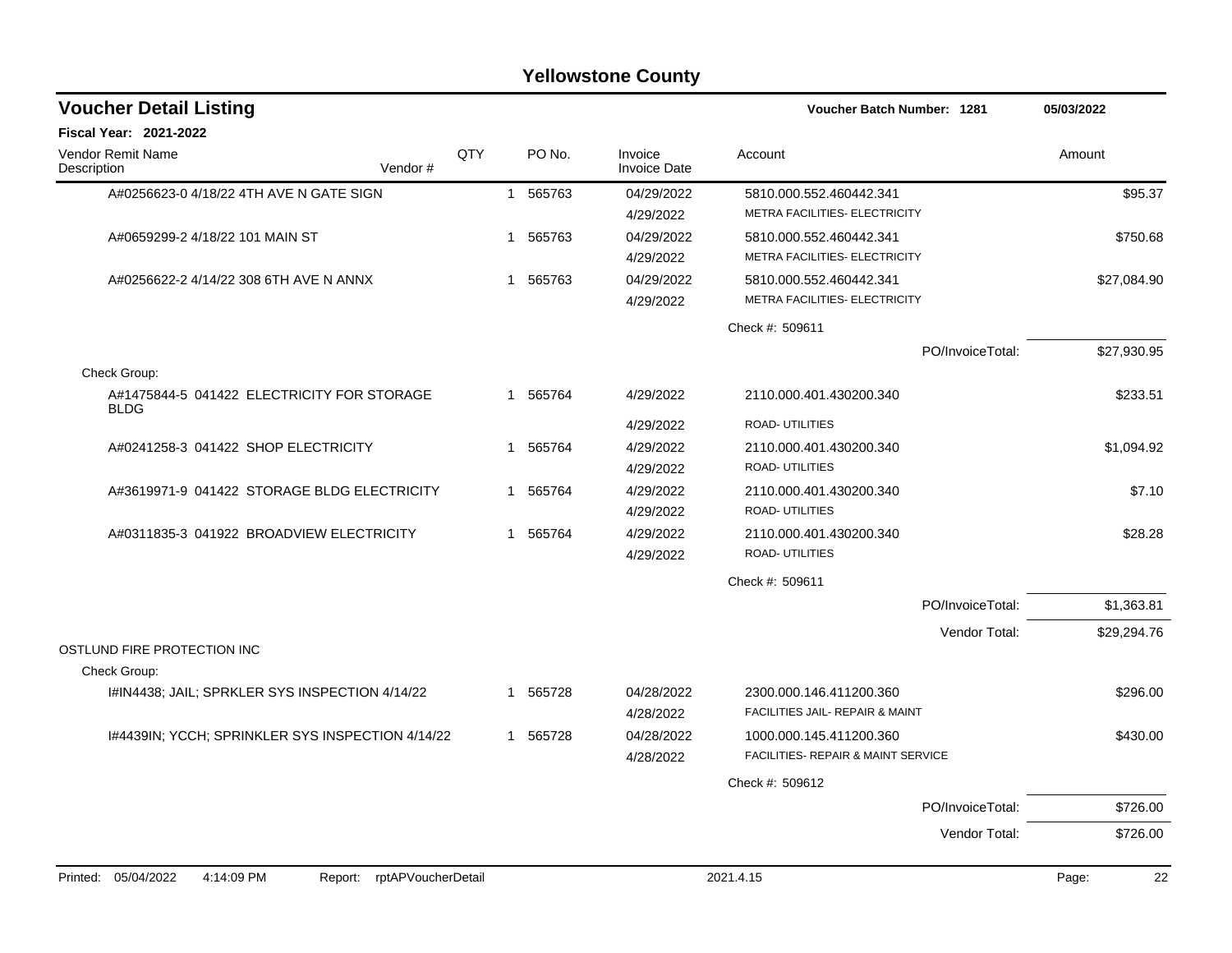# Yellowstone County

## Voucher Detail Listing

**Voucher Batch Number: 1281** — 05/03/2022

**Fiscal Year: 2021-2022**

| Vendor Remit Name / Description | Vendor # | QTY | PO No. | Invoice / Invoice Date | Account | Amount |
|---|---|---|---|---|---|---|
| A#0256623-0 4/18/22 4TH AVE N GATE SIGN | | 1 | 565763 | 04/29/2022<br>4/29/2022 | 5810.000.552.460442.341<br>METRA FACILITIES- ELECTRICITY | $95.37 |
| A#0659299-2 4/18/22 101 MAIN ST | | 1 | 565763 | 04/29/2022<br>4/29/2022 | 5810.000.552.460442.341<br>METRA FACILITIES- ELECTRICITY | $750.68 |
| A#0256622-2 4/14/22 308 6TH AVE N ANNX | | 1 | 565763 | 04/29/2022<br>4/29/2022 | 5810.000.552.460442.341<br>METRA FACILITIES- ELECTRICITY | $27,084.90 |
| | | | | | Check #: 509611 | |
| | | | | | PO/InvoiceTotal: | $27,930.95 |
| Check Group: | | | | | | |
| A#1475844-5 041422 ELECTRICITY FOR STORAGE BLDG | | 1 | 565764 | 4/29/2022<br>4/29/2022 | 2110.000.401.430200.340<br>ROAD- UTILITIES | $233.51 |
| A#0241258-3 041422 SHOP ELECTRICITY | | 1 | 565764 | 4/29/2022<br>4/29/2022 | 2110.000.401.430200.340<br>ROAD- UTILITIES | $1,094.92 |
| A#3619971-9 041422 STORAGE BLDG ELECTRICITY | | 1 | 565764 | 4/29/2022<br>4/29/2022 | 2110.000.401.430200.340<br>ROAD- UTILITIES | $7.10 |
| A#0311835-3 041922 BROADVIEW ELECTRICITY | | 1 | 565764 | 4/29/2022<br>4/29/2022 | 2110.000.401.430200.340<br>ROAD- UTILITIES | $28.28 |
| | | | | | Check #: 509611 | |
| | | | | | PO/InvoiceTotal: | $1,363.81 |
| | | | | | Vendor Total: | $29,294.76 |
| OSTLUND FIRE PROTECTION INC | | | | | | |
| Check Group: | | | | | | |
| I#IN4438; JAIL; SPRKLER SYS INSPECTION 4/14/22 | | 1 | 565728 | 04/28/2022<br>4/28/2022 | 2300.000.146.411200.360<br>FACILITIES JAIL- REPAIR & MAINT | $296.00 |
| I#4439IN; YCCH; SPRINKLER SYS INSPECTION 4/14/22 | | 1 | 565728 | 04/28/2022<br>4/28/2022 | 1000.000.145.411200.360<br>FACILITIES- REPAIR & MAINT SERVICE | $430.00 |
| | | | | | Check #: 509612 | |
| | | | | | PO/InvoiceTotal: | $726.00 |
| | | | | | Vendor Total: | $726.00 |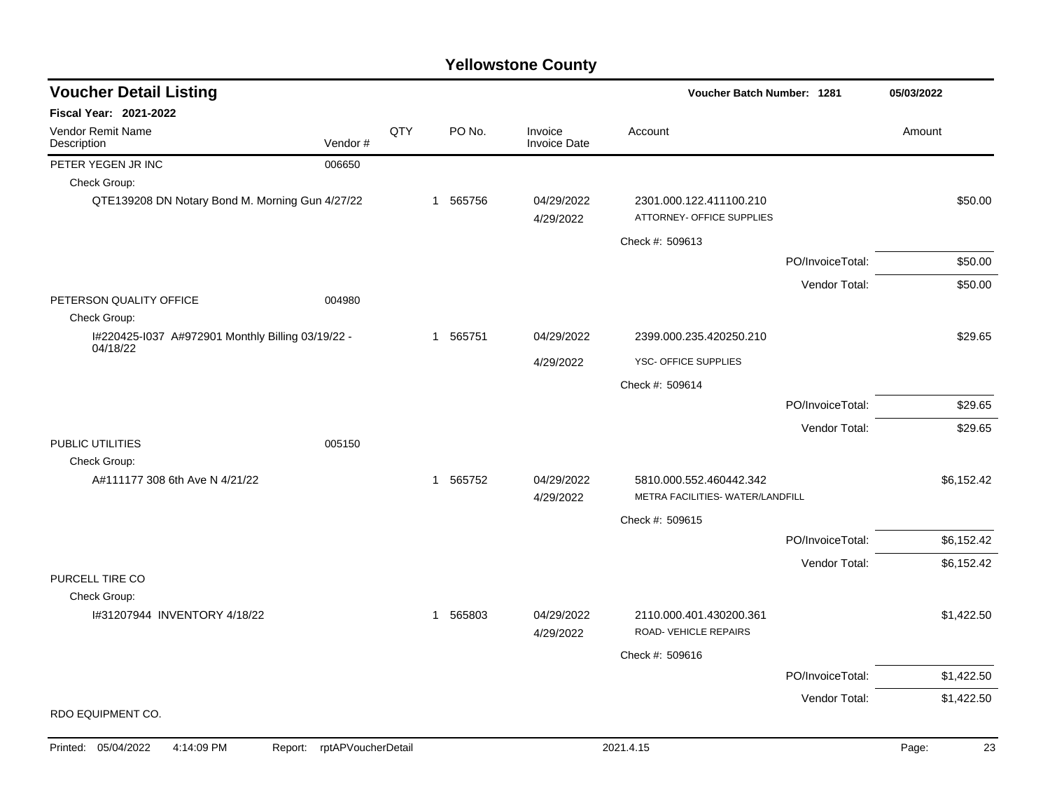# Yellowstone County

## Voucher Detail Listing

**Voucher Batch Number: 1281** — 05/03/2022

**Fiscal Year: 2021-2022**

| Vendor Remit Name / Description | Vendor # | QTY | PO No. | Invoice / Invoice Date | Account | Amount |
|---|---|---|---|---|---|---|
| PETER YEGEN JR INC | 006650 | | | | | |
| Check Group: | | | | | | |
| QTE139208 DN Notary Bond M. Morning Gun 4/27/22 | | 1 | 565756 | 04/29/2022 / 4/29/2022 | 2301.000.122.411100.210 ATTORNEY- OFFICE SUPPLIES | $50.00 |
| | | | | | Check #: 509613 | |
| | | | | | PO/InvoiceTotal: | $50.00 |
| | | | | | Vendor Total: | $50.00 |
| PETERSON QUALITY OFFICE | 004980 | | | | | |
| Check Group: | | | | | | |
| I#220425-I037 A#972901 Monthly Billing 03/19/22 - 04/18/22 | | 1 | 565751 | 04/29/2022 / 4/29/2022 | 2399.000.235.420250.210 YSC- OFFICE SUPPLIES | $29.65 |
| | | | | | Check #: 509614 | |
| | | | | | PO/InvoiceTotal: | $29.65 |
| | | | | | Vendor Total: | $29.65 |
| PUBLIC UTILITIES | 005150 | | | | | |
| Check Group: | | | | | | |
| A#111177 308 6th Ave N 4/21/22 | | 1 | 565752 | 04/29/2022 / 4/29/2022 | 5810.000.552.460442.342 METRA FACILITIES- WATER/LANDFILL | $6,152.42 |
| | | | | | Check #: 509615 | |
| | | | | | PO/InvoiceTotal: | $6,152.42 |
| | | | | | Vendor Total: | $6,152.42 |
| PURCELL TIRE CO | | | | | | |
| Check Group: | | | | | | |
| I#31207944 INVENTORY 4/18/22 | | 1 | 565803 | 04/29/2022 / 4/29/2022 | 2110.000.401.430200.361 ROAD- VEHICLE REPAIRS | $1,422.50 |
| | | | | | Check #: 509616 | |
| | | | | | PO/InvoiceTotal: | $1,422.50 |
| | | | | | Vendor Total: | $1,422.50 |
| RDO EQUIPMENT CO. | | | | | | |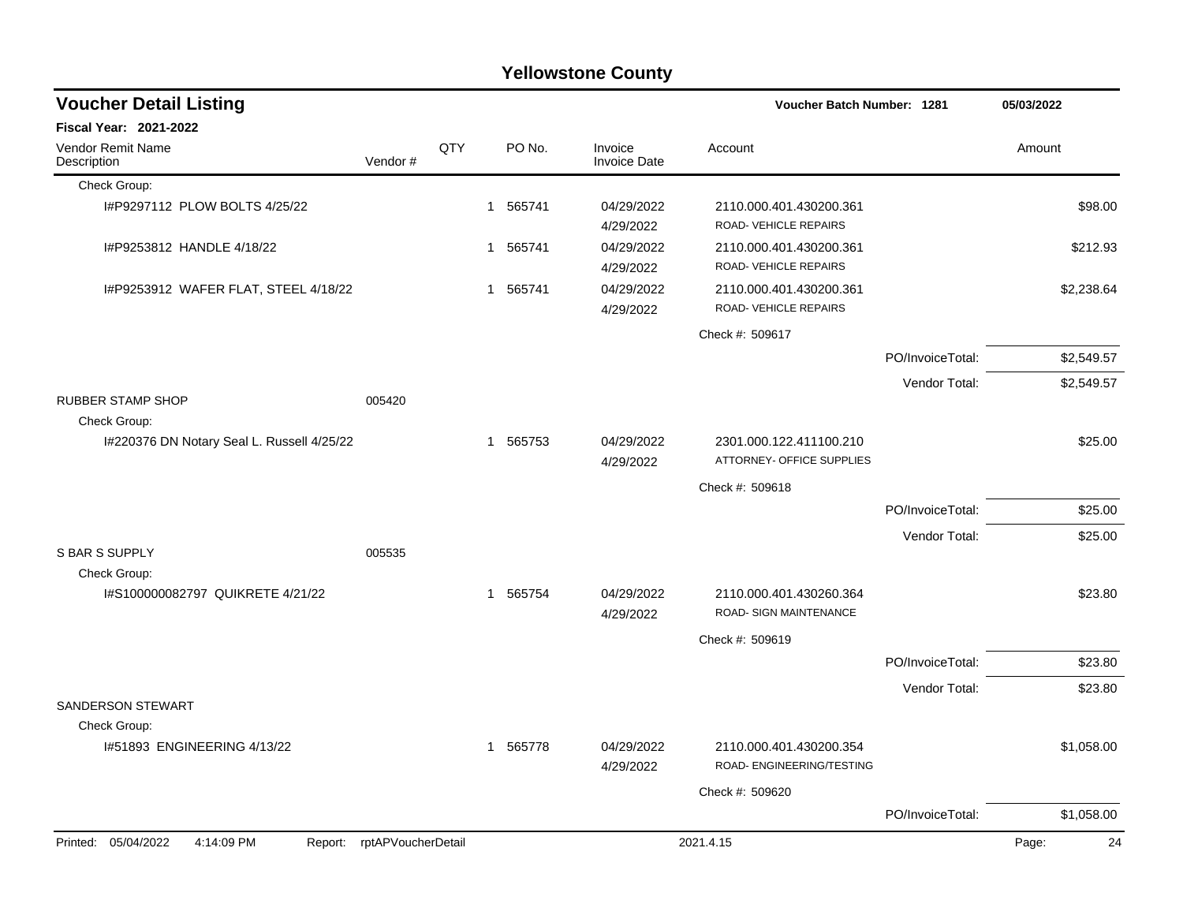## Yellowstone County

### Voucher Detail Listing

**Voucher Batch Number: 1281** — 05/03/2022

**Fiscal Year: 2021-2022**

| Vendor Remit Name / Description | Vendor # | QTY | PO No. | Invoice / Invoice Date | Account | | Amount |
|---|---|---|---|---|---|---|---|
| Check Group: | | | | | | | |
| I#P9297112 PLOW BOLTS 4/25/22 | | 1 | 565741 | 04/29/2022<br>4/29/2022 | 2110.000.401.430200.361<br>ROAD- VEHICLE REPAIRS | | $98.00 |
| I#P9253812 HANDLE 4/18/22 | | 1 | 565741 | 04/29/2022<br>4/29/2022 | 2110.000.401.430200.361<br>ROAD- VEHICLE REPAIRS | | $212.93 |
| I#P9253912 WAFER FLAT, STEEL 4/18/22 | | 1 | 565741 | 04/29/2022<br>4/29/2022 | 2110.000.401.430200.361<br>ROAD- VEHICLE REPAIRS | | $2,238.64 |
| | | | | | Check #: 509617 | | |
| | | | | | | PO/InvoiceTotal: | $2,549.57 |
| | | | | | | Vendor Total: | $2,549.57 |
| RUBBER STAMP SHOP | 005420 | | | | | | |
| Check Group: | | | | | | | |
| I#220376 DN Notary Seal L. Russell 4/25/22 | | 1 | 565753 | 04/29/2022<br>4/29/2022 | 2301.000.122.411100.210<br>ATTORNEY- OFFICE SUPPLIES | | $25.00 |
| | | | | | Check #: 509618 | | |
| | | | | | | PO/InvoiceTotal: | $25.00 |
| | | | | | | Vendor Total: | $25.00 |
| S BAR S SUPPLY | 005535 | | | | | | |
| Check Group: | | | | | | | |
| I#S100000082797 QUIKRETE 4/21/22 | | 1 | 565754 | 04/29/2022<br>4/29/2022 | 2110.000.401.430260.364<br>ROAD- SIGN MAINTENANCE | | $23.80 |
| | | | | | Check #: 509619 | | |
| | | | | | | PO/InvoiceTotal: | $23.80 |
| | | | | | | Vendor Total: | $23.80 |
| SANDERSON STEWART | | | | | | | |
| Check Group: | | | | | | | |
| I#51893 ENGINEERING 4/13/22 | | 1 | 565778 | 04/29/2022<br>4/29/2022 | 2110.000.401.430200.354<br>ROAD- ENGINEERING/TESTING | | $1,058.00 |
| | | | | | Check #: 509620 | | |
| | | | | | | PO/InvoiceTotal: | $1,058.00 |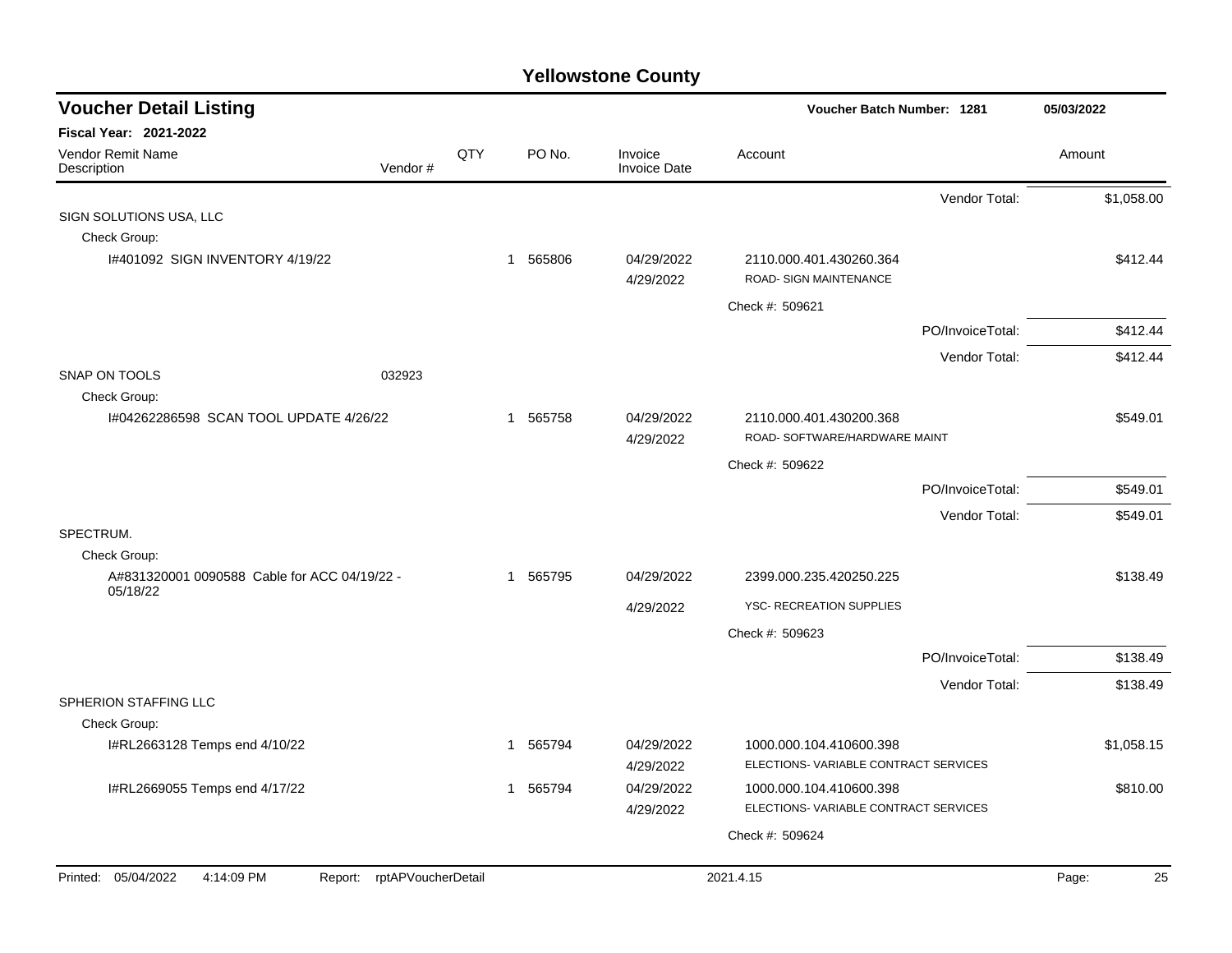# Yellowstone County

## Voucher Detail Listing

**Voucher Batch Number: 1281** — 05/03/2022

**Fiscal Year: 2021-2022**

| Vendor Remit Name / Description | Vendor # | QTY | PO No. | Invoice / Invoice Date | Account | Amount |
|---|---|---|---|---|---|---|
| | | | | | Vendor Total: | $1,058.00 |
| SIGN SOLUTIONS USA, LLC | | | | | | |
| Check Group: | | | | | | |
| I#401092 SIGN INVENTORY 4/19/22 | | 1 | 565806 | 04/29/2022 4/29/2022 | 2110.000.401.430260.364 ROAD- SIGN MAINTENANCE | $412.44 |
| | | | | | Check #: 509621 | |
| | | | | | PO/InvoiceTotal: | $412.44 |
| | | | | | Vendor Total: | $412.44 |
| SNAP ON TOOLS | 032923 | | | | | |
| Check Group: | | | | | | |
| I#04262286598 SCAN TOOL UPDATE 4/26/22 | | 1 | 565758 | 04/29/2022 4/29/2022 | 2110.000.401.430200.368 ROAD- SOFTWARE/HARDWARE MAINT | $549.01 |
| | | | | | Check #: 509622 | |
| | | | | | PO/InvoiceTotal: | $549.01 |
| | | | | | Vendor Total: | $549.01 |
| SPECTRUM. | | | | | | |
| Check Group: | | | | | | |
| A#831320001 0090588 Cable for ACC 04/19/22 - 05/18/22 | | 1 | 565795 | 04/29/2022 4/29/2022 | 2399.000.235.420250.225 YSC- RECREATION SUPPLIES | $138.49 |
| | | | | | Check #: 509623 | |
| | | | | | PO/InvoiceTotal: | $138.49 |
| | | | | | Vendor Total: | $138.49 |
| SPHERION STAFFING LLC | | | | | | |
| Check Group: | | | | | | |
| I#RL2663128 Temps end 4/10/22 | | 1 | 565794 | 04/29/2022 4/29/2022 | 1000.000.104.410600.398 ELECTIONS- VARIABLE CONTRACT SERVICES | $1,058.15 |
| I#RL2669055 Temps end 4/17/22 | | 1 | 565794 | 04/29/2022 4/29/2022 | 1000.000.104.410600.398 ELECTIONS- VARIABLE CONTRACT SERVICES | $810.00 |
| | | | | | Check #: 509624 | |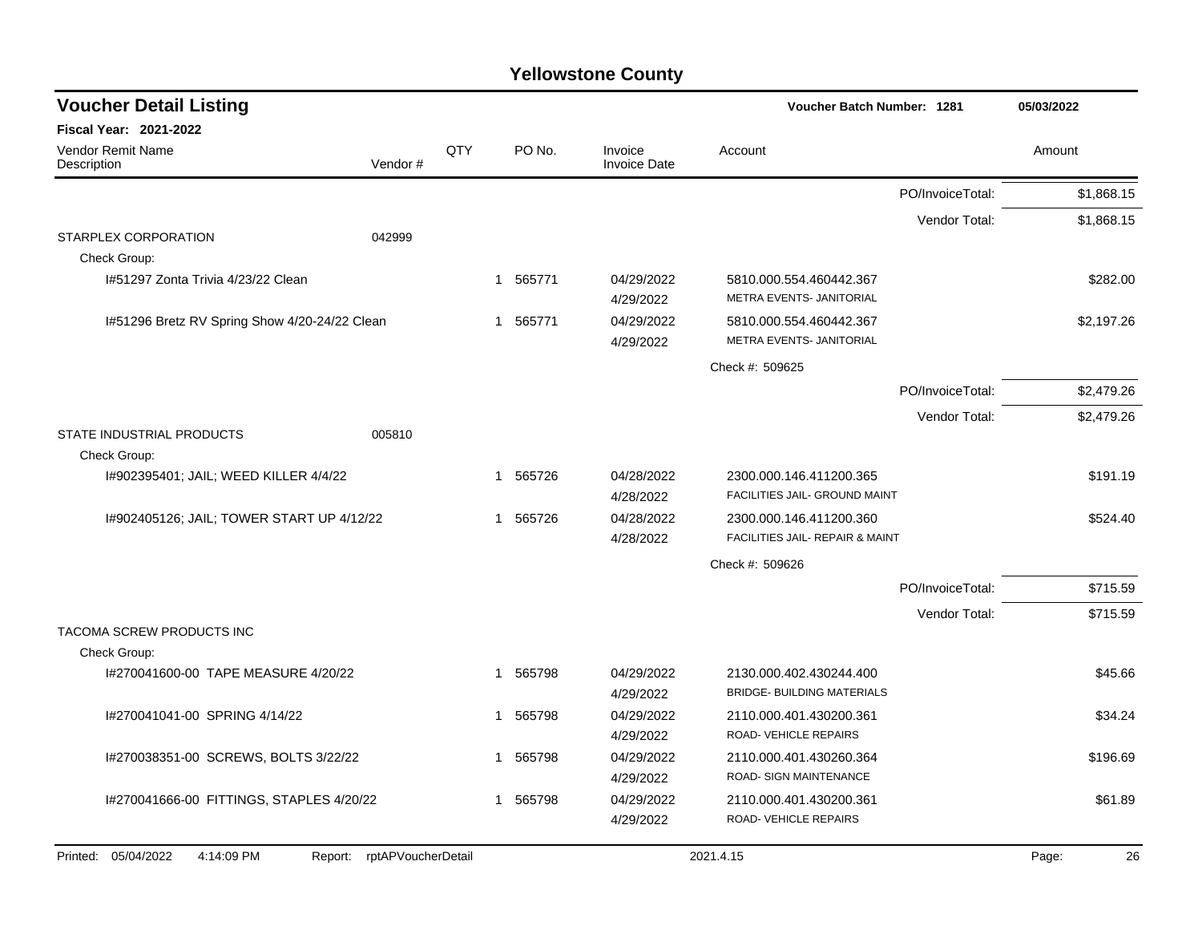# Yellowstone County

## Voucher Detail Listing

**Voucher Batch Number: 1281** 05/03/2022

**Fiscal Year: 2021-2022**

| Vendor Remit Name / Description | Vendor # | QTY | PO No. | Invoice / Invoice Date | Account | Amount |
|---|---|---|---|---|---|---|
| | | | | | PO/InvoiceTotal: | $1,868.15 |
| | | | | | Vendor Total: | $1,868.15 |
| STARPLEX CORPORATION | 042999 | | | | | |
| Check Group: | | | | | | |
| I#51297 Zonta Trivia 4/23/22 Clean | | 1 | 565771 | 04/29/2022 4/29/2022 | 5810.000.554.460442.367 METRA EVENTS- JANITORIAL | $282.00 |
| I#51296 Bretz RV Spring Show 4/20-24/22 Clean | | 1 | 565771 | 04/29/2022 4/29/2022 | 5810.000.554.460442.367 METRA EVENTS- JANITORIAL | $2,197.26 |
| | | | | | Check #: 509625 | |
| | | | | | PO/InvoiceTotal: | $2,479.26 |
| | | | | | Vendor Total: | $2,479.26 |
| STATE INDUSTRIAL PRODUCTS | 005810 | | | | | |
| Check Group: | | | | | | |
| I#902395401; JAIL; WEED KILLER 4/4/22 | | 1 | 565726 | 04/28/2022 4/28/2022 | 2300.000.146.411200.365 FACILITIES JAIL- GROUND MAINT | $191.19 |
| I#902405126; JAIL; TOWER START UP 4/12/22 | | 1 | 565726 | 04/28/2022 4/28/2022 | 2300.000.146.411200.360 FACILITIES JAIL- REPAIR & MAINT | $524.40 |
| | | | | | Check #: 509626 | |
| | | | | | PO/InvoiceTotal: | $715.59 |
| | | | | | Vendor Total: | $715.59 |
| TACOMA SCREW PRODUCTS INC | | | | | | |
| Check Group: | | | | | | |
| I#270041600-00 TAPE MEASURE 4/20/22 | | 1 | 565798 | 04/29/2022 4/29/2022 | 2130.000.402.430244.400 BRIDGE- BUILDING MATERIALS | $45.66 |
| I#270041041-00 SPRING 4/14/22 | | 1 | 565798 | 04/29/2022 4/29/2022 | 2110.000.401.430200.361 ROAD- VEHICLE REPAIRS | $34.24 |
| I#270038351-00 SCREWS, BOLTS 3/22/22 | | 1 | 565798 | 04/29/2022 4/29/2022 | 2110.000.401.430260.364 ROAD- SIGN MAINTENANCE | $196.69 |
| I#270041666-00 FITTINGS, STAPLES 4/20/22 | | 1 | 565798 | 04/29/2022 4/29/2022 | 2110.000.401.430200.361 ROAD- VEHICLE REPAIRS | $61.89 |

Printed: 05/04/2022 4:14:09 PM Report: rptAPVoucherDetail 2021.4.15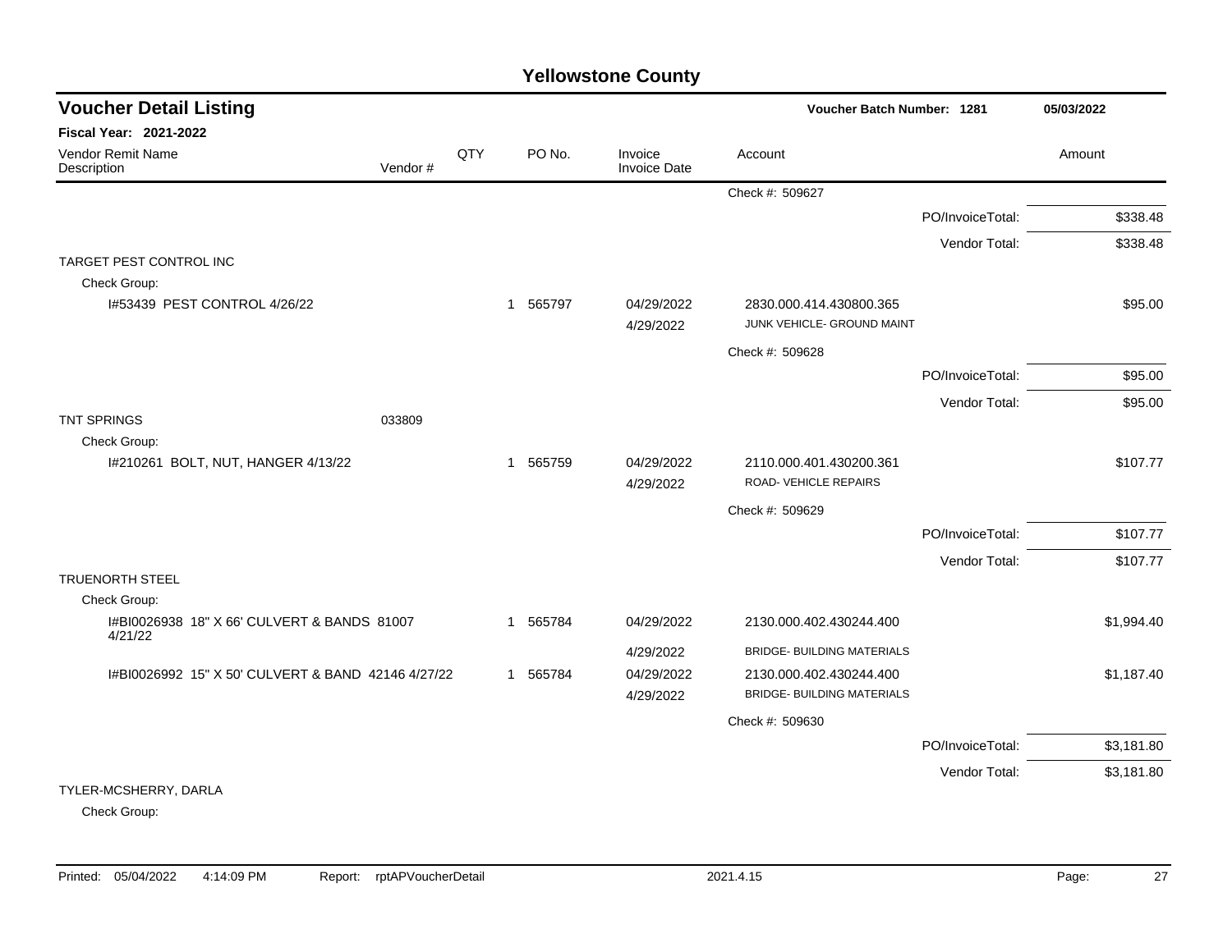# Yellowstone County

## Voucher Detail Listing

**Voucher Batch Number: 1281** — 05/03/2022

**Fiscal Year: 2021-2022**

| Vendor Remit Name / Description | Vendor # | QTY | PO No. | Invoice / Invoice Date | Account | Amount |
|---|---|---|---|---|---|---|
| | | | | | Check #: 509627 | |
| | | | | | PO/InvoiceTotal: | $338.48 |
| | | | | | Vendor Total: | $338.48 |
| TARGET PEST CONTROL INC | | | | | | |
| Check Group: | | | | | | |
| I#53439 PEST CONTROL 4/26/22 | | 1 | 565797 | 04/29/2022 / 4/29/2022 | 2830.000.414.430800.365 JUNK VEHICLE- GROUND MAINT | $95.00 |
| | | | | | Check #: 509628 | |
| | | | | | PO/InvoiceTotal: | $95.00 |
| | | | | | Vendor Total: | $95.00 |
| TNT SPRINGS | 033809 | | | | | |
| Check Group: | | | | | | |
| I#210261 BOLT, NUT, HANGER 4/13/22 | | 1 | 565759 | 04/29/2022 / 4/29/2022 | 2110.000.401.430200.361 ROAD- VEHICLE REPAIRS | $107.77 |
| | | | | | Check #: 509629 | |
| | | | | | PO/InvoiceTotal: | $107.77 |
| | | | | | Vendor Total: | $107.77 |
| TRUENORTH STEEL | | | | | | |
| Check Group: | | | | | | |
| I#BI0026938 18" X 66' CULVERT & BANDS 81007 4/21/22 | | 1 | 565784 | 04/29/2022 / 4/29/2022 | 2130.000.402.430244.400 BRIDGE- BUILDING MATERIALS | $1,994.40 |
| I#BI0026992 15" X 50' CULVERT & BAND 42146 4/27/22 | | 1 | 565784 | 04/29/2022 / 4/29/2022 | 2130.000.402.430244.400 BRIDGE- BUILDING MATERIALS | $1,187.40 |
| | | | | | Check #: 509630 | |
| | | | | | PO/InvoiceTotal: | $3,181.80 |
| | | | | | Vendor Total: | $3,181.80 |
| TYLER-MCSHERRY, DARLA | | | | | | |
| Check Group: | | | | | | |

Printed: 05/04/2022 4:14:09 PM Report: rptAPVoucherDetail 2021.4.15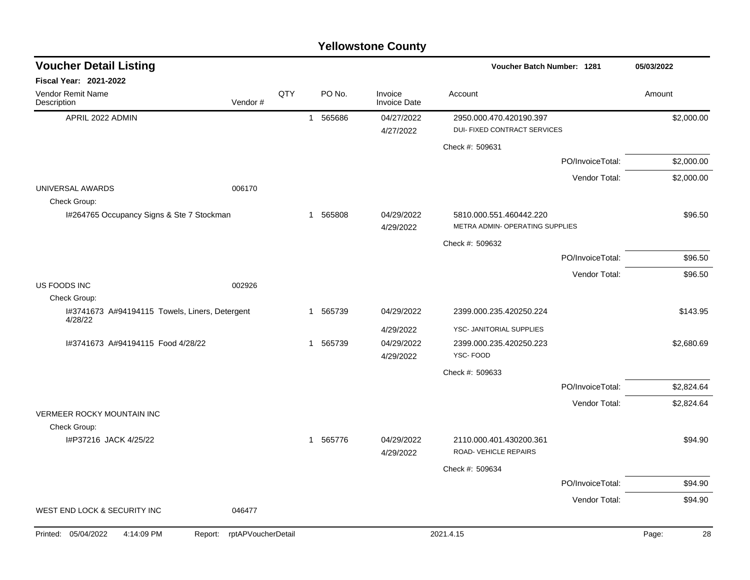# Yellowstone County

## Voucher Detail Listing

**Voucher Batch Number: 1281** — 05/03/2022

**Fiscal Year: 2021-2022**

| Vendor Remit Name / Description | Vendor # | QTY | PO No. | Invoice / Invoice Date | Account | Amount |
|---|---|---|---|---|---|---|
| APRIL 2022 ADMIN | | 1 | 565686 | 04/27/2022 / 4/27/2022 | 2950.000.470.420190.397 DUI- FIXED CONTRACT SERVICES | $2,000.00 |
| | | | | | Check #: 509631 | |
| | | | | | PO/InvoiceTotal: | $2,000.00 |
| | | | | | Vendor Total: | $2,000.00 |
| UNIVERSAL AWARDS | 006170 | | | | | |
| Check Group: | | | | | | |
| I#264765 Occupancy Signs & Ste 7 Stockman | | 1 | 565808 | 04/29/2022 / 4/29/2022 | 5810.000.551.460442.220 METRA ADMIN- OPERATING SUPPLIES | $96.50 |
| | | | | | Check #: 509632 | |
| | | | | | PO/InvoiceTotal: | $96.50 |
| | | | | | Vendor Total: | $96.50 |
| US FOODS INC | 002926 | | | | | |
| Check Group: | | | | | | |
| I#3741673 A#94194115 Towels, Liners, Detergent 4/28/22 | | 1 | 565739 | 04/29/2022 / 4/29/2022 | 2399.000.235.420250.224 YSC- JANITORIAL SUPPLIES | $143.95 |
| I#3741673 A#94194115 Food 4/28/22 | | 1 | 565739 | 04/29/2022 / 4/29/2022 | 2399.000.235.420250.223 YSC- FOOD | $2,680.69 |
| | | | | | Check #: 509633 | |
| | | | | | PO/InvoiceTotal: | $2,824.64 |
| | | | | | Vendor Total: | $2,824.64 |
| VERMEER ROCKY MOUNTAIN INC | | | | | | |
| Check Group: | | | | | | |
| I#P37216 JACK 4/25/22 | | 1 | 565776 | 04/29/2022 / 4/29/2022 | 2110.000.401.430200.361 ROAD- VEHICLE REPAIRS | $94.90 |
| | | | | | Check #: 509634 | |
| | | | | | PO/InvoiceTotal: | $94.90 |
| | | | | | Vendor Total: | $94.90 |
| WEST END LOCK & SECURITY INC | 046477 | | | | | |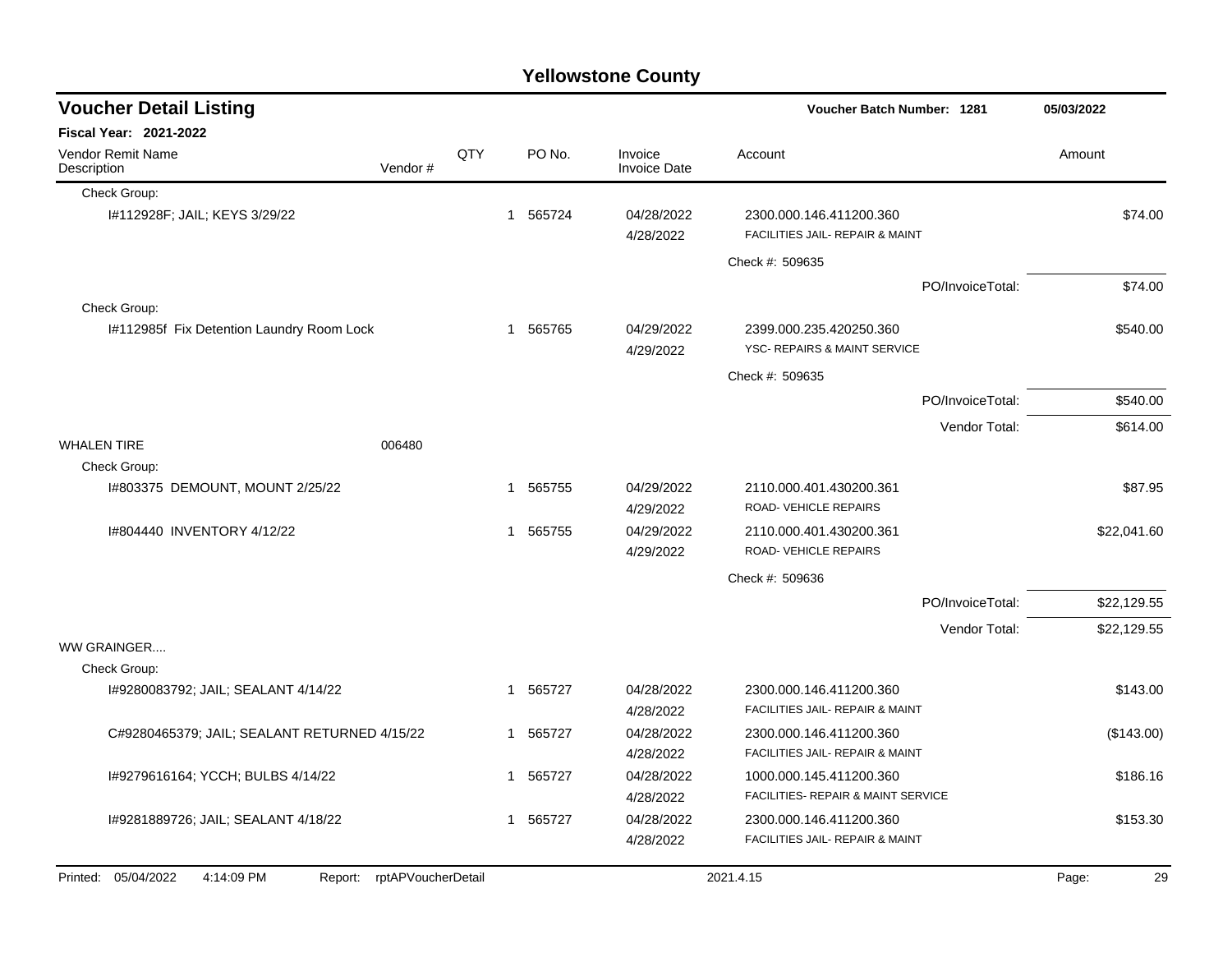# Yellowstone County

## Voucher Detail Listing

**Voucher Batch Number: 1281** — 05/03/2022

**Fiscal Year: 2021-2022**

| Vendor Remit Name / Description | Vendor # | QTY | PO No. | Invoice / Invoice Date | Account | Amount |
|---|---|---|---|---|---|---|
| Check Group: | | | | | | |
| I#112928F; JAIL; KEYS 3/29/22 | | 1 | 565724 | 04/28/2022 4/28/2022 | 2300.000.146.411200.360 FACILITIES JAIL- REPAIR & MAINT | $74.00 |
| | | | | | Check #: 509635 | |
| | | | | | PO/InvoiceTotal: | $74.00 |
| Check Group: | | | | | | |
| I#112985f Fix Detention Laundry Room Lock | | 1 | 565765 | 04/29/2022 4/29/2022 | 2399.000.235.420250.360 YSC- REPAIRS & MAINT SERVICE | $540.00 |
| | | | | | Check #: 509635 | |
| | | | | | PO/InvoiceTotal: | $540.00 |
| | | | | | Vendor Total: | $614.00 |
| WHALEN TIRE | 006480 | | | | | |
| Check Group: | | | | | | |
| I#803375 DEMOUNT, MOUNT 2/25/22 | | 1 | 565755 | 04/29/2022 4/29/2022 | 2110.000.401.430200.361 ROAD- VEHICLE REPAIRS | $87.95 |
| I#804440 INVENTORY 4/12/22 | | 1 | 565755 | 04/29/2022 4/29/2022 | 2110.000.401.430200.361 ROAD- VEHICLE REPAIRS | $22,041.60 |
| | | | | | Check #: 509636 | |
| | | | | | PO/InvoiceTotal: | $22,129.55 |
| | | | | | Vendor Total: | $22,129.55 |
| WW GRAINGER.... | | | | | | |
| Check Group: | | | | | | |
| I#9280083792; JAIL; SEALANT 4/14/22 | | 1 | 565727 | 04/28/2022 4/28/2022 | 2300.000.146.411200.360 FACILITIES JAIL- REPAIR & MAINT | $143.00 |
| C#9280465379; JAIL; SEALANT RETURNED 4/15/22 | | 1 | 565727 | 04/28/2022 4/28/2022 | 2300.000.146.411200.360 FACILITIES JAIL- REPAIR & MAINT | ($143.00) |
| I#9279616164; YCCH; BULBS 4/14/22 | | 1 | 565727 | 04/28/2022 4/28/2022 | 1000.000.145.411200.360 FACILITIES- REPAIR & MAINT SERVICE | $186.16 |
| I#9281889726; JAIL; SEALANT 4/18/22 | | 1 | 565727 | 04/28/2022 4/28/2022 | 2300.000.146.411200.360 FACILITIES JAIL- REPAIR & MAINT | $153.30 |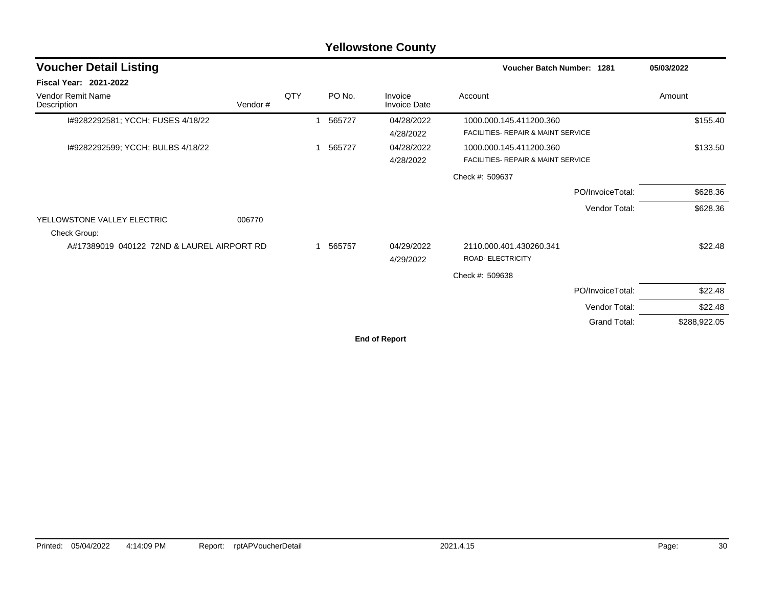# Yellowstone County

## Voucher Detail Listing

**Voucher Batch Number: 1281** 05/03/2022

**Fiscal Year: 2021-2022**

| Vendor Remit Name / Description | Vendor # | QTY | PO No. | Invoice / Invoice Date | Account | Amount |
|---|---|---|---|---|---|---|
| I#9282292581; YCCH; FUSES 4/18/22 | | 1 | 565727 | 04/28/2022 / 4/28/2022 | 1000.000.145.411200.360 FACILITIES- REPAIR & MAINT SERVICE | $155.40 |
| I#9282292599; YCCH; BULBS 4/18/22 | | 1 | 565727 | 04/28/2022 / 4/28/2022 | 1000.000.145.411200.360 FACILITIES- REPAIR & MAINT SERVICE | $133.50 |
| | | | | | Check #: 509637 | |
| | | | | | PO/InvoiceTotal: | $628.36 |
| | | | | | Vendor Total: | $628.36 |
| YELLOWSTONE VALLEY ELECTRIC | 006770 | | | | | |
| Check Group: | | | | | | |
| A#17389019 040122 72ND & LAUREL AIRPORT RD | | 1 | 565757 | 04/29/2022 / 4/29/2022 | 2110.000.401.430260.341 ROAD- ELECTRICITY | $22.48 |
| | | | | | Check #: 509638 | |
| | | | | | PO/InvoiceTotal: | $22.48 |
| | | | | | Vendor Total: | $22.48 |
| | | | | | Grand Total: | $288,922.05 |

**End of Report**